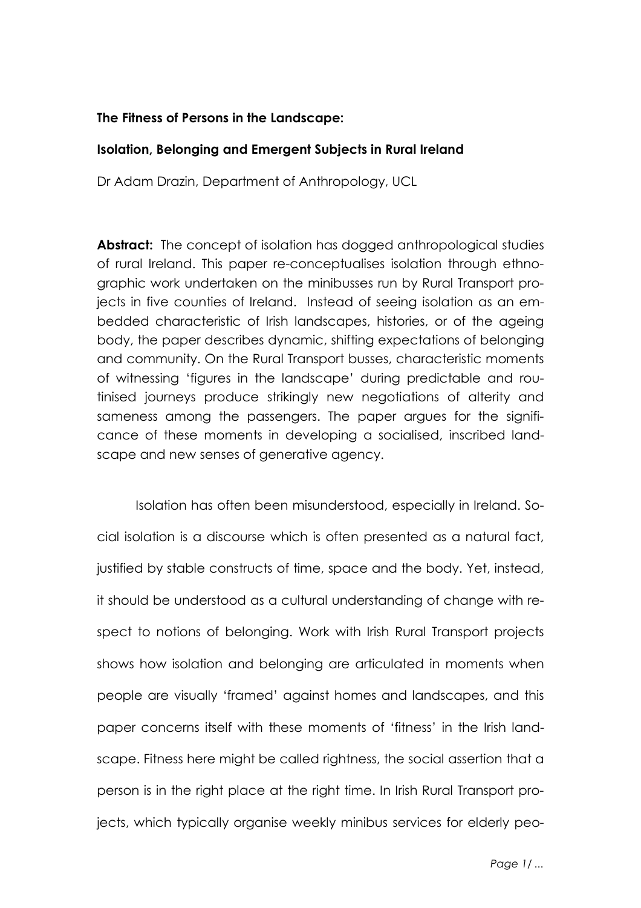**The Fitness of Persons in the Landscape:**

**Isolation, Belonging and Emergent Subjects in Rural Ireland**

Dr Adam Drazin, Department of Anthropology, UCL

**Abstract:** The concept of isolation has dogged anthropological studies of rural Ireland. This paper re-conceptualises isolation through ethnographic work undertaken on the minibusses run by Rural Transport projects in five counties of Ireland. Instead of seeing isolation as an embedded characteristic of Irish landscapes, histories, or of the ageing body, the paper describes dynamic, shifting expectations of belonging and community. On the Rural Transport busses, characteristic moments of witnessing 'figures in the landscape' during predictable and routinised journeys produce strikingly new negotiations of alterity and sameness among the passengers. The paper argues for the significance of these moments in developing a socialised, inscribed landscape and new senses of generative agency.

Isolation has often been misunderstood, especially in Ireland. Social isolation is a discourse which is often presented as a natural fact, justified by stable constructs of time, space and the body. Yet, instead, it should be understood as a cultural understanding of change with respect to notions of belonging. Work with Irish Rural Transport projects shows how isolation and belonging are articulated in moments when people are visually 'framed' against homes and landscapes, and this paper concerns itself with these moments of 'fitness' in the Irish landscape. Fitness here might be called rightness, the social assertion that a person is in the right place at the right time. In Irish Rural Transport projects, which typically organise weekly minibus services for elderly peo-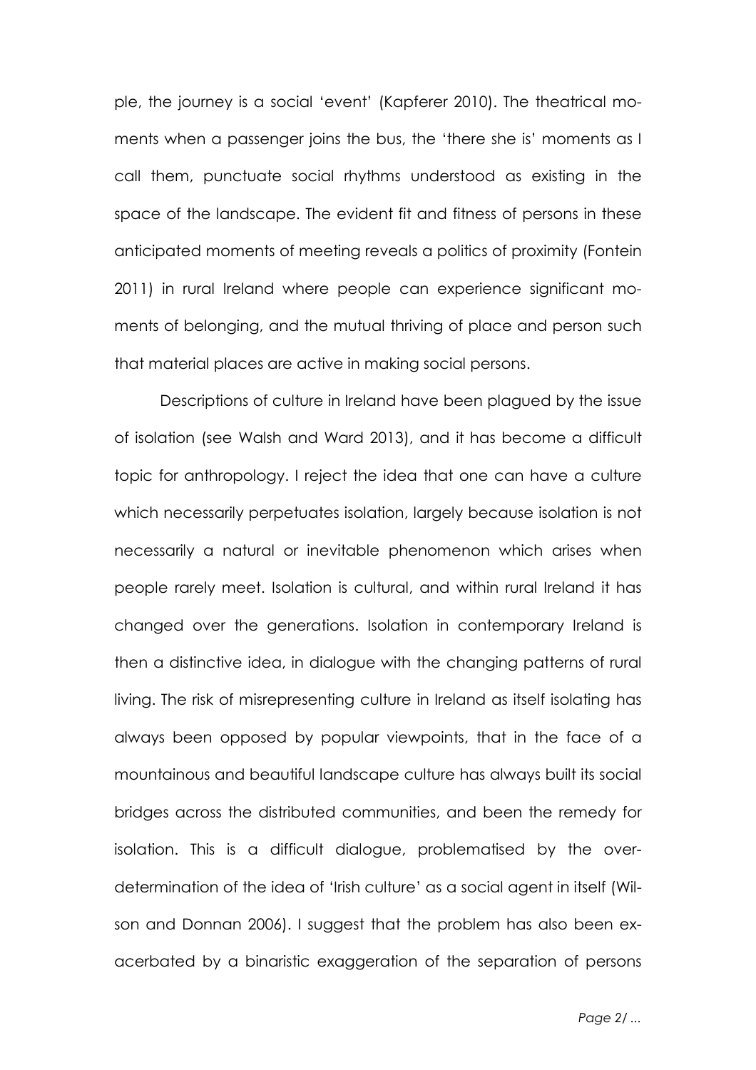ple, the journey is a social 'event' (Kapferer 2010). The theatrical moments when a passenger joins the bus, the 'there she is' moments as I call them, punctuate social rhythms understood as existing in the space of the landscape. The evident fit and fitness of persons in these anticipated moments of meeting reveals a politics of proximity (Fontein 2011) in rural Ireland where people can experience significant moments of belonging, and the mutual thriving of place and person such that material places are active in making social persons.

Descriptions of culture in Ireland have been plagued by the issue of isolation (see Walsh and Ward 2013), and it has become a difficult topic for anthropology. I reject the idea that one can have a culture which necessarily perpetuates isolation, largely because isolation is not necessarily a natural or inevitable phenomenon which arises when people rarely meet. Isolation is cultural, and within rural Ireland it has changed over the generations. Isolation in contemporary Ireland is then a distinctive idea, in dialogue with the changing patterns of rural living. The risk of misrepresenting culture in Ireland as itself isolating has always been opposed by popular viewpoints, that in the face of a mountainous and beautiful landscape culture has always built its social bridges across the distributed communities, and been the remedy for isolation. This is a difficult dialogue, problematised by the over-determination of the idea of 'Irish culture' as a social agent in itself (Wilson and Donnan 2006). I suggest that the problem has also been exacerbated by a binaristic exaggeration of the separation of persons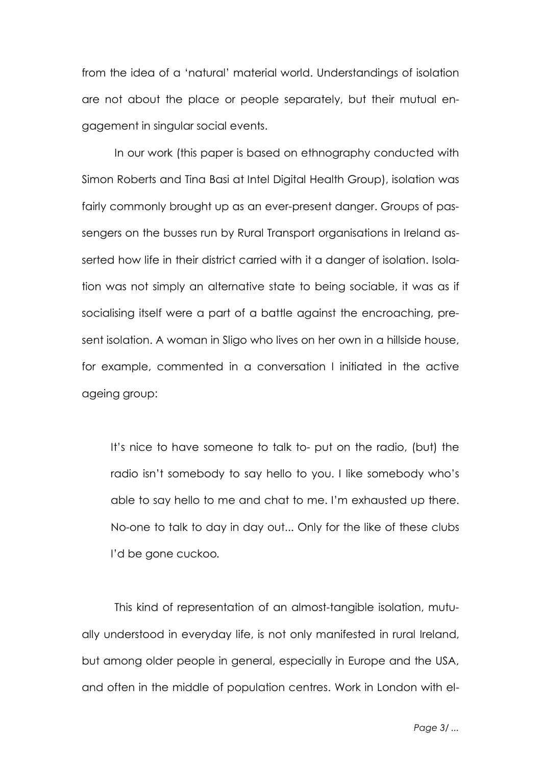from the idea of a 'natural' material world. Understandings of isolation are not about the place or people separately, but their mutual engagement in singular social events.

In our work (this paper is based on ethnography conducted with Simon Roberts and Tina Basi at Intel Digital Health Group), isolation was fairly commonly brought up as an ever-present danger. Groups of passengers on the busses run by Rural Transport organisations in Ireland asserted how life in their district carried with it a danger of isolation. Isolation was not simply an alternative state to being sociable, it was as if socialising itself were a part of a battle against the encroaching, present isolation. A woman in Sligo who lives on her own in a hillside house, for example, commented in a conversation I initiated in the active ageing group:

> It's nice to have someone to talk to- put on the radio, (but) the radio isn't somebody to say hello to you. I like somebody who's able to say hello to me and chat to me. I'm exhausted up there. No-one to talk to day in day out... Only for the like of these clubs I'd be gone cuckoo.

This kind of representation of an almost-tangible isolation, mutually understood in everyday life, is not only manifested in rural Ireland, but among older people in general, especially in Europe and the USA, and often in the middle of population centres. Work in London with el-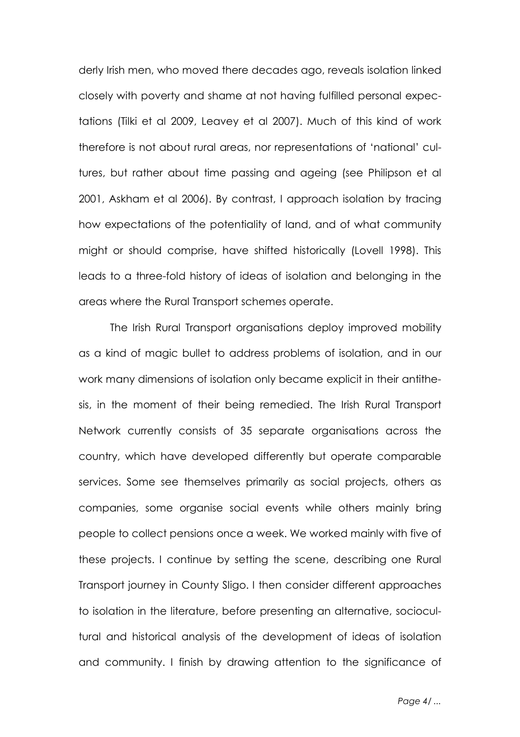derly Irish men, who moved there decades ago, reveals isolation linked closely with poverty and shame at not having fulfilled personal expectations (Tilki et al 2009, Leavey et al 2007). Much of this kind of work therefore is not about rural areas, nor representations of 'national' cultures, but rather about time passing and ageing (see Philipson et al 2001, Askham et al 2006). By contrast, I approach isolation by tracing how expectations of the potentiality of land, and of what community might or should comprise, have shifted historically (Lovell 1998). This leads to a three-fold history of ideas of isolation and belonging in the areas where the Rural Transport schemes operate.

The Irish Rural Transport organisations deploy improved mobility as a kind of magic bullet to address problems of isolation, and in our work many dimensions of isolation only became explicit in their antithesis, in the moment of their being remedied. The Irish Rural Transport Network currently consists of 35 separate organisations across the country, which have developed differently but operate comparable services. Some see themselves primarily as social projects, others as companies, some organise social events while others mainly bring people to collect pensions once a week. We worked mainly with five of these projects. I continue by setting the scene, describing one Rural Transport journey in County Sligo. I then consider different approaches to isolation in the literature, before presenting an alternative, sociocultural and historical analysis of the development of ideas of isolation and community. I finish by drawing attention to the significance of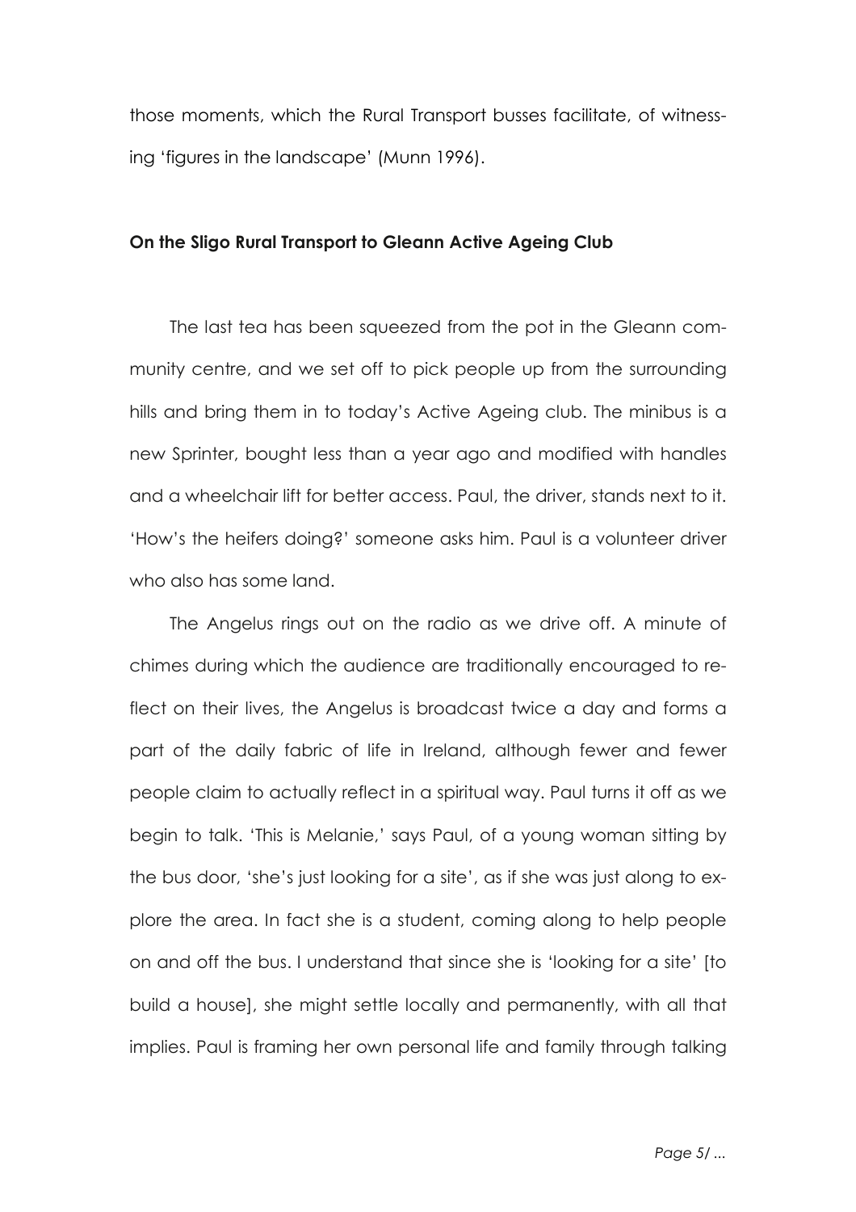those moments, which the Rural Transport busses facilitate, of witnessing 'figures in the landscape' (Munn 1996).

**On the Sligo Rural Transport to Gleann Active Ageing Club**

The last tea has been squeezed from the pot in the Gleann community centre, and we set off to pick people up from the surrounding hills and bring them in to today's Active Ageing club. The minibus is a new Sprinter, bought less than a year ago and modified with handles and a wheelchair lift for better access. Paul, the driver, stands next to it. 'How's the heifers doing?' someone asks him. Paul is a volunteer driver who also has some land.

The Angelus rings out on the radio as we drive off. A minute of chimes during which the audience are traditionally encouraged to reflect on their lives, the Angelus is broadcast twice a day and forms a part of the daily fabric of life in Ireland, although fewer and fewer people claim to actually reflect in a spiritual way. Paul turns it off as we begin to talk. 'This is Melanie,' says Paul, of a young woman sitting by the bus door, 'she's just looking for a site', as if she was just along to explore the area. In fact she is a student, coming along to help people on and off the bus. I understand that since she is 'looking for a site' [to build a house], she might settle locally and permanently, with all that implies. Paul is framing her own personal life and family through talking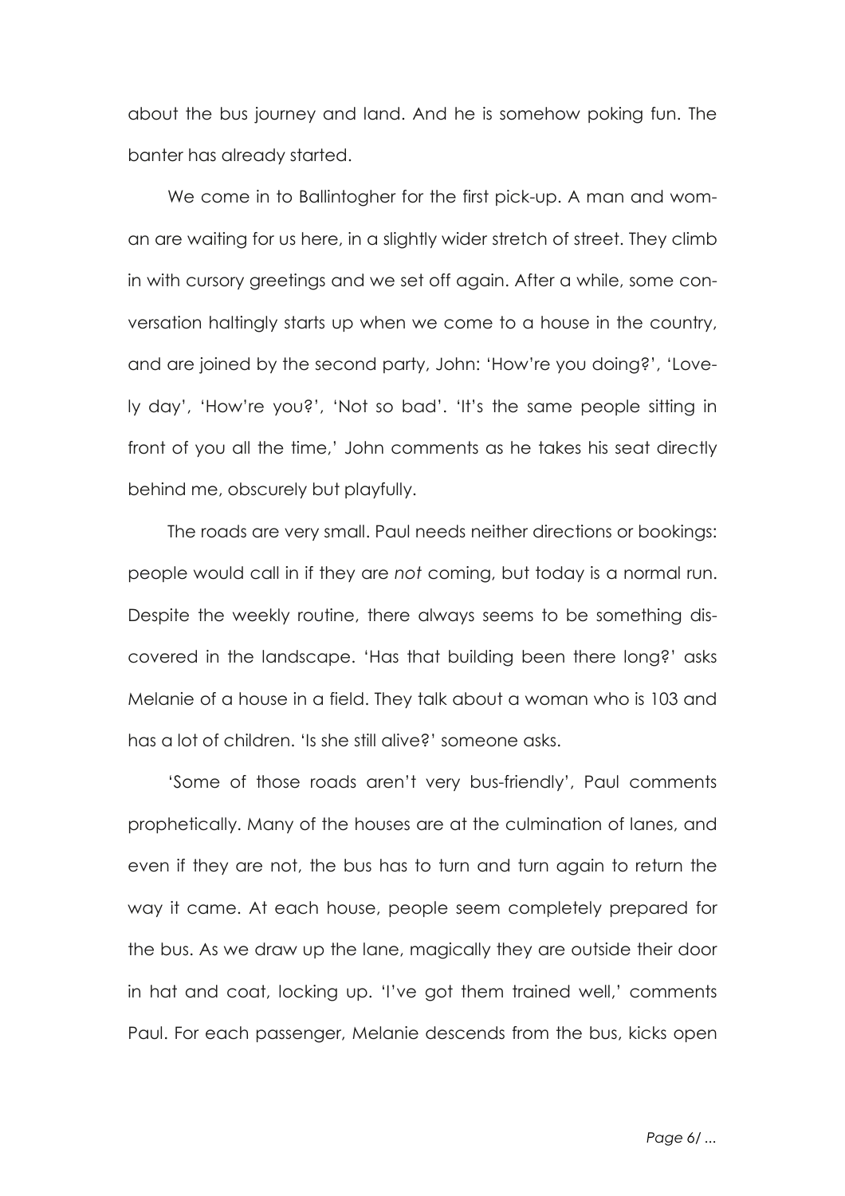about the bus journey and land. And he is somehow poking fun. The banter has already started.

We come in to Ballintogher for the first pick-up. A man and woman are waiting for us here, in a slightly wider stretch of street. They climb in with cursory greetings and we set off again. After a while, some conversation haltingly starts up when we come to a house in the country, and are joined by the second party, John: 'How're you doing?', 'Lovely day', 'How're you?', 'Not so bad'. 'It's the same people sitting in front of you all the time,' John comments as he takes his seat directly behind me, obscurely but playfully.

The roads are very small. Paul needs neither directions or bookings: people would call in if they are *not* coming, but today is a normal run. Despite the weekly routine, there always seems to be something discovered in the landscape. 'Has that building been there long?' asks Melanie of a house in a field. They talk about a woman who is 103 and has a lot of children. 'Is she still alive?' someone asks.

'Some of those roads aren't very bus-friendly', Paul comments prophetically. Many of the houses are at the culmination of lanes, and even if they are not, the bus has to turn and turn again to return the way it came. At each house, people seem completely prepared for the bus. As we draw up the lane, magically they are outside their door in hat and coat, locking up. 'I've got them trained well,' comments Paul. For each passenger, Melanie descends from the bus, kicks open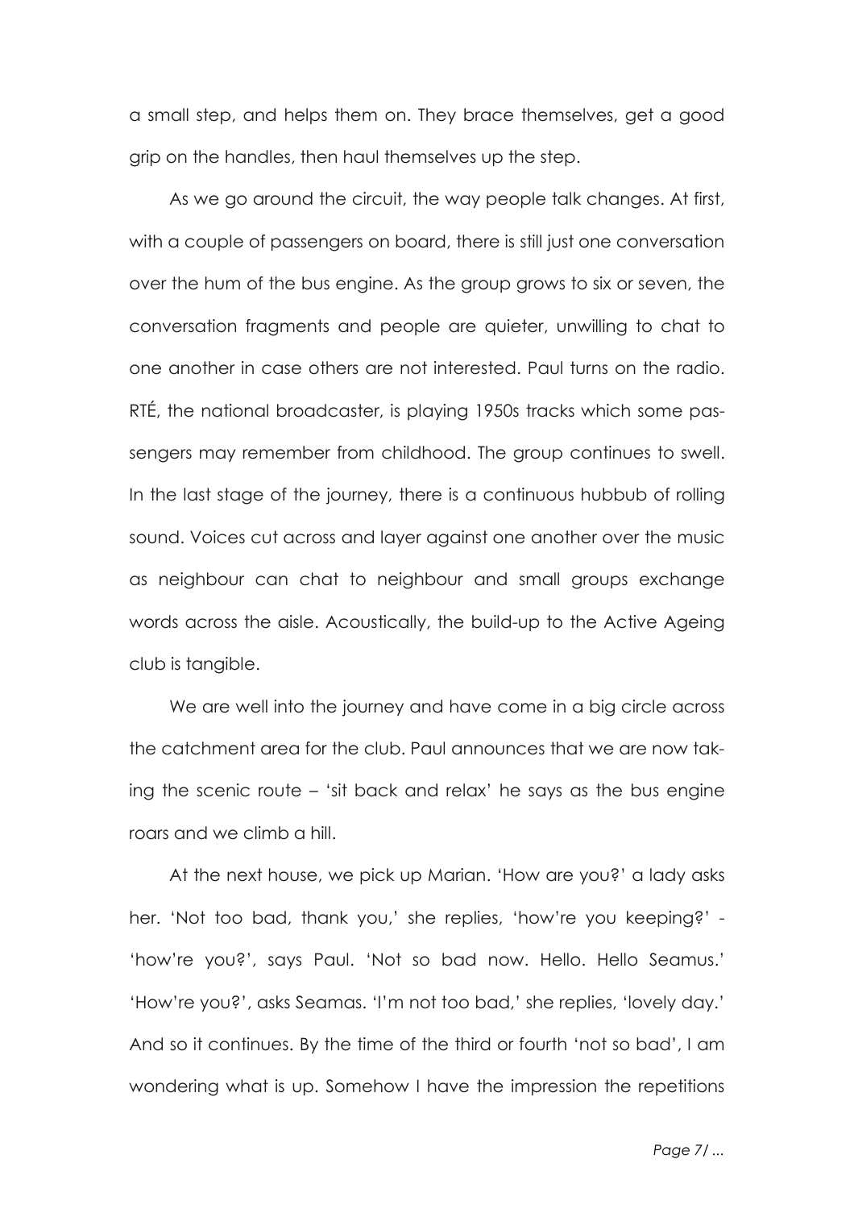a small step, and helps them on. They brace themselves, get a good grip on the handles, then haul themselves up the step.

As we go around the circuit, the way people talk changes. At first, with a couple of passengers on board, there is still just one conversation over the hum of the bus engine. As the group grows to six or seven, the conversation fragments and people are quieter, unwilling to chat to one another in case others are not interested. Paul turns on the radio. RTÉ, the national broadcaster, is playing 1950s tracks which some passengers may remember from childhood. The group continues to swell. In the last stage of the journey, there is a continuous hubbub of rolling sound. Voices cut across and layer against one another over the music as neighbour can chat to neighbour and small groups exchange words across the aisle. Acoustically, the build-up to the Active Ageing club is tangible.

We are well into the journey and have come in a big circle across the catchment area for the club. Paul announces that we are now taking the scenic route – 'sit back and relax' he says as the bus engine roars and we climb a hill.

At the next house, we pick up Marian. 'How are you?' a lady asks her. 'Not too bad, thank you,' she replies, 'how're you keeping?' - 'how're you?', says Paul. 'Not so bad now. Hello. Hello Seamus.' 'How're you?', asks Seamas. 'I'm not too bad,' she replies, 'lovely day.' And so it continues. By the time of the third or fourth 'not so bad', I am wondering what is up. Somehow I have the impression the repetitions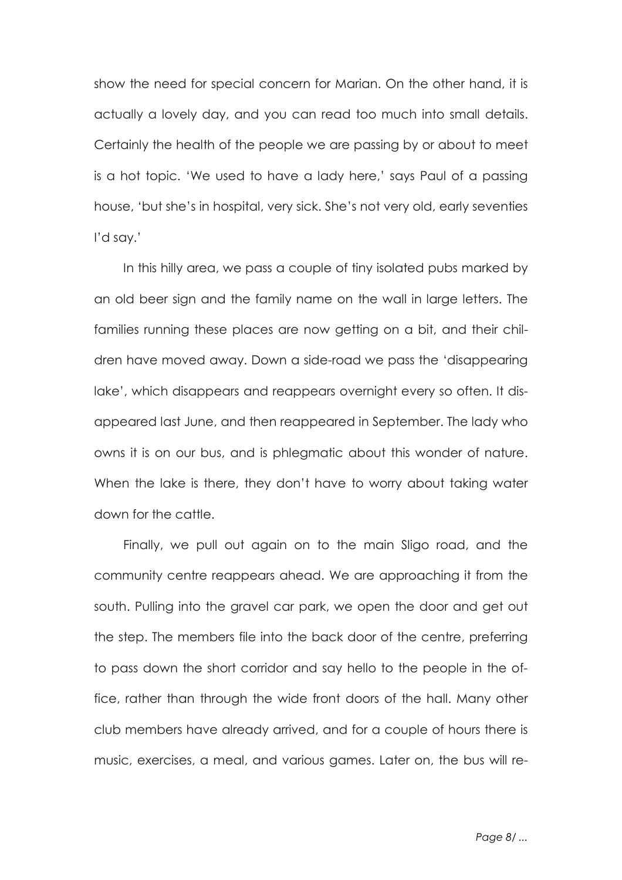show the need for special concern for Marian. On the other hand, it is actually a lovely day, and you can read too much into small details. Certainly the health of the people we are passing by or about to meet is a hot topic. 'We used to have a lady here,' says Paul of a passing house, 'but she's in hospital, very sick. She's not very old, early seventies I'd say.'

In this hilly area, we pass a couple of tiny isolated pubs marked by an old beer sign and the family name on the wall in large letters. The families running these places are now getting on a bit, and their children have moved away. Down a side-road we pass the 'disappearing lake', which disappears and reappears overnight every so often. It disappeared last June, and then reappeared in September. The lady who owns it is on our bus, and is phlegmatic about this wonder of nature. When the lake is there, they don't have to worry about taking water down for the cattle.

Finally, we pull out again on to the main Sligo road, and the community centre reappears ahead. We are approaching it from the south. Pulling into the gravel car park, we open the door and get out the step. The members file into the back door of the centre, preferring to pass down the short corridor and say hello to the people in the office, rather than through the wide front doors of the hall. Many other club members have already arrived, and for a couple of hours there is music, exercises, a meal, and various games. Later on, the bus will re-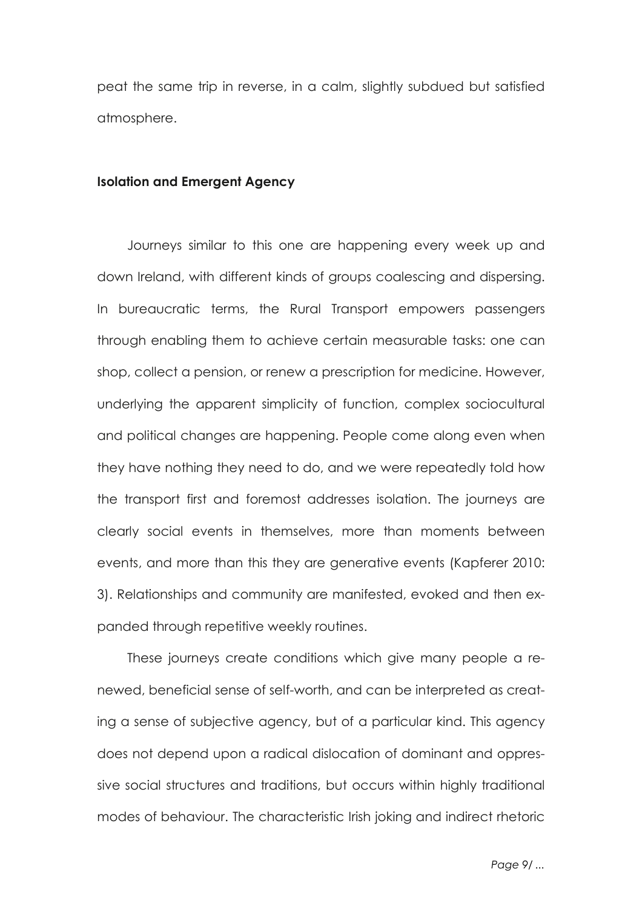peat the same trip in reverse, in a calm, slightly subdued but satisfied atmosphere.

**Isolation and Emergent Agency**

Journeys similar to this one are happening every week up and down Ireland, with different kinds of groups coalescing and dispersing. In bureaucratic terms, the Rural Transport empowers passengers through enabling them to achieve certain measurable tasks: one can shop, collect a pension, or renew a prescription for medicine. However, underlying the apparent simplicity of function, complex sociocultural and political changes are happening. People come along even when they have nothing they need to do, and we were repeatedly told how the transport first and foremost addresses isolation. The journeys are clearly social events in themselves, more than moments between events, and more than this they are generative events (Kapferer 2010: 3). Relationships and community are manifested, evoked and then expanded through repetitive weekly routines.

These journeys create conditions which give many people a renewed, beneficial sense of self-worth, and can be interpreted as creating a sense of subjective agency, but of a particular kind. This agency does not depend upon a radical dislocation of dominant and oppressive social structures and traditions, but occurs within highly traditional modes of behaviour. The characteristic Irish joking and indirect rhetoric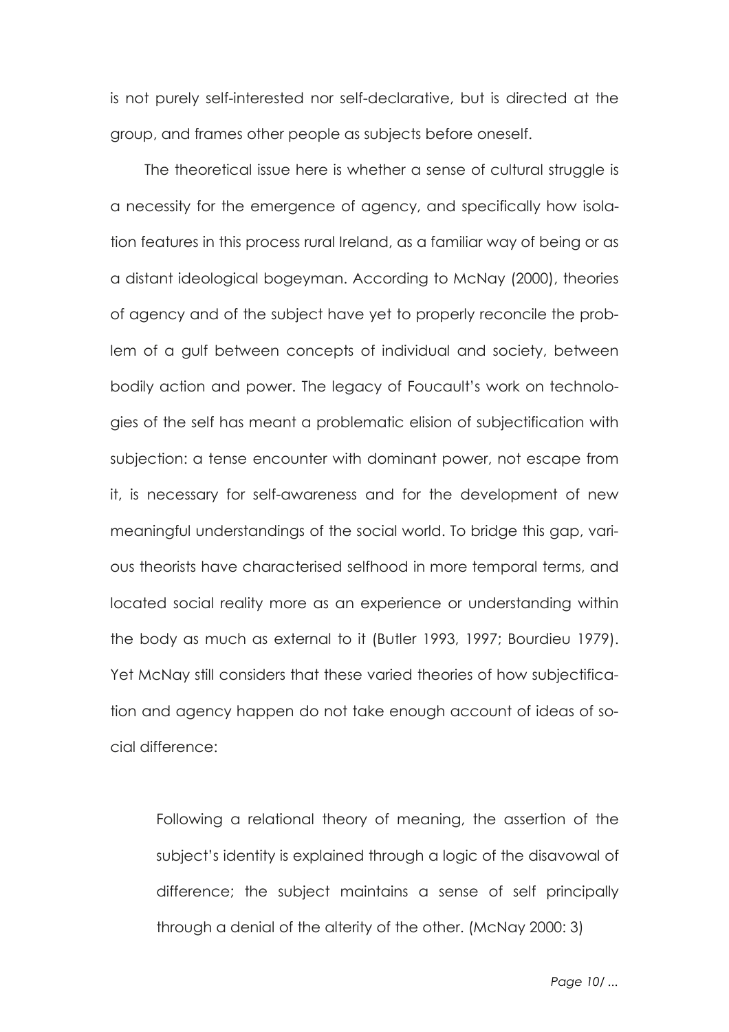is not purely self-interested nor self-declarative, but is directed at the group, and frames other people as subjects before oneself.

The theoretical issue here is whether a sense of cultural struggle is a necessity for the emergence of agency, and specifically how isolation features in this process rural Ireland, as a familiar way of being or as a distant ideological bogeyman. According to McNay (2000), theories of agency and of the subject have yet to properly reconcile the problem of a gulf between concepts of individual and society, between bodily action and power. The legacy of Foucault's work on technologies of the self has meant a problematic elision of subjectification with subjection: a tense encounter with dominant power, not escape from it, is necessary for self-awareness and for the development of new meaningful understandings of the social world. To bridge this gap, various theorists have characterised selfhood in more temporal terms, and located social reality more as an experience or understanding within the body as much as external to it (Butler 1993, 1997; Bourdieu 1979). Yet McNay still considers that these varied theories of how subjectification and agency happen do not take enough account of ideas of social difference:

> Following a relational theory of meaning, the assertion of the subject's identity is explained through a logic of the disavowal of difference; the subject maintains a sense of self principally through a denial of the alterity of the other. (McNay 2000: 3)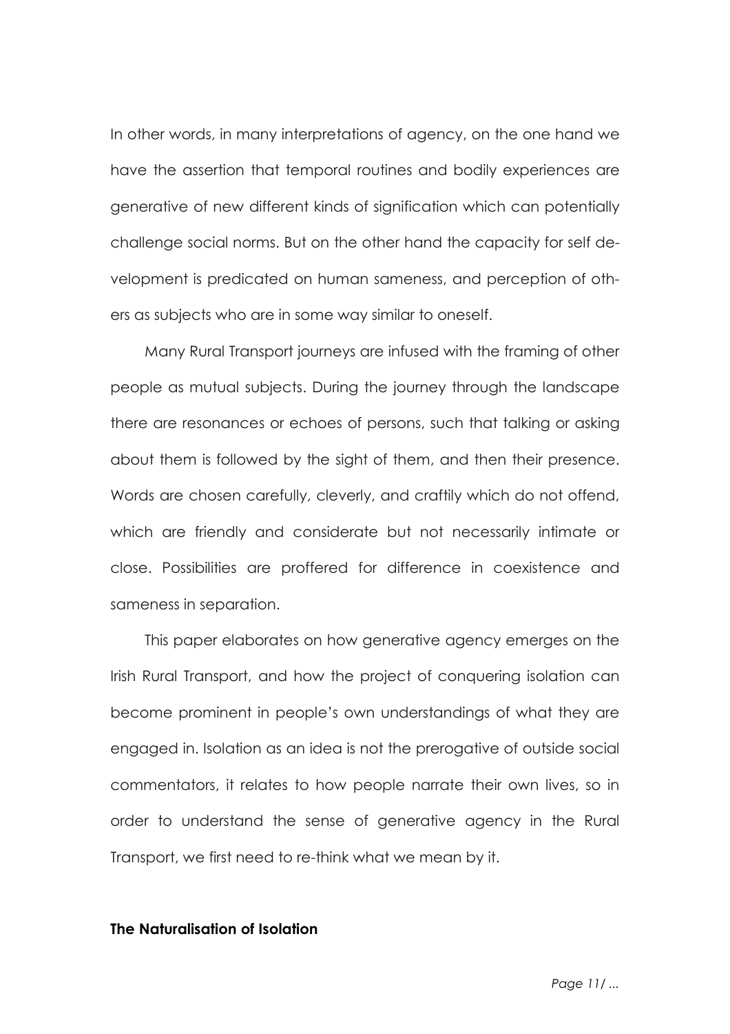In other words, in many interpretations of agency, on the one hand we have the assertion that temporal routines and bodily experiences are generative of new different kinds of signification which can potentially challenge social norms. But on the other hand the capacity for self development is predicated on human sameness, and perception of others as subjects who are in some way similar to oneself.

Many Rural Transport journeys are infused with the framing of other people as mutual subjects. During the journey through the landscape there are resonances or echoes of persons, such that talking or asking about them is followed by the sight of them, and then their presence. Words are chosen carefully, cleverly, and craftily which do not offend, which are friendly and considerate but not necessarily intimate or close. Possibilities are proffered for difference in coexistence and sameness in separation.

This paper elaborates on how generative agency emerges on the Irish Rural Transport, and how the project of conquering isolation can become prominent in people's own understandings of what they are engaged in. Isolation as an idea is not the prerogative of outside social commentators, it relates to how people narrate their own lives, so in order to understand the sense of generative agency in the Rural Transport, we first need to re-think what we mean by it.

**The Naturalisation of Isolation**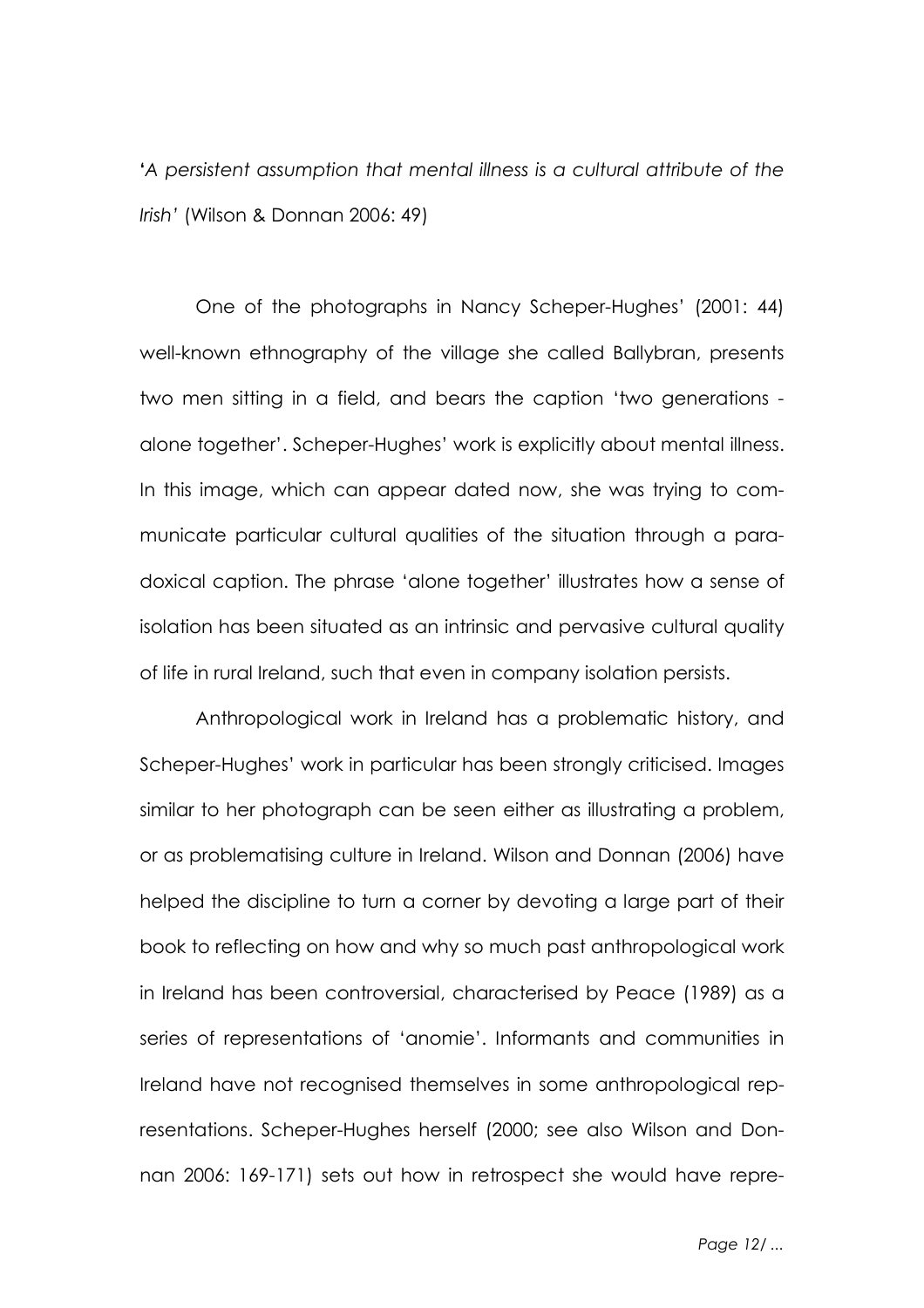'*A persistent assumption that mental illness is a cultural attribute of the Irish*' (Wilson & Donnan 2006: 49)

One of the photographs in Nancy Scheper-Hughes' (2001: 44) well-known ethnography of the village she called Ballybran, presents two men sitting in a field, and bears the caption 'two generations - alone together'. Scheper-Hughes' work is explicitly about mental illness. In this image, which can appear dated now, she was trying to communicate particular cultural qualities of the situation through a paradoxical caption. The phrase 'alone together' illustrates how a sense of isolation has been situated as an intrinsic and pervasive cultural quality of life in rural Ireland, such that even in company isolation persists.

Anthropological work in Ireland has a problematic history, and Scheper-Hughes' work in particular has been strongly criticised. Images similar to her photograph can be seen either as illustrating a problem, or as problematising culture in Ireland. Wilson and Donnan (2006) have helped the discipline to turn a corner by devoting a large part of their book to reflecting on how and why so much past anthropological work in Ireland has been controversial, characterised by Peace (1989) as a series of representations of 'anomie'. Informants and communities in Ireland have not recognised themselves in some anthropological representations. Scheper-Hughes herself (2000; see also Wilson and Donnan 2006: 169-171) sets out how in retrospect she would have repre-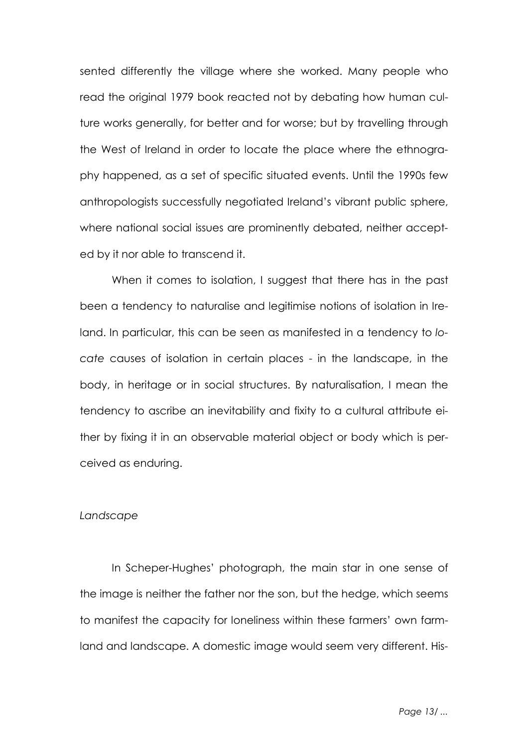sented differently the village where she worked. Many people who read the original 1979 book reacted not by debating how human culture works generally, for better and for worse; but by travelling through the West of Ireland in order to locate the place where the ethnography happened, as a set of specific situated events. Until the 1990s few anthropologists successfully negotiated Ireland's vibrant public sphere, where national social issues are prominently debated, neither accepted by it nor able to transcend it.

When it comes to isolation, I suggest that there has in the past been a tendency to naturalise and legitimise notions of isolation in Ireland. In particular, this can be seen as manifested in a tendency to *locate* causes of isolation in certain places - in the landscape, in the body, in heritage or in social structures. By naturalisation, I mean the tendency to ascribe an inevitability and fixity to a cultural attribute either by fixing it in an observable material object or body which is perceived as enduring.

*Landscape*

In Scheper-Hughes' photograph, the main star in one sense of the image is neither the father nor the son, but the hedge, which seems to manifest the capacity for loneliness within these farmers' own farmland and landscape. A domestic image would seem very different. His-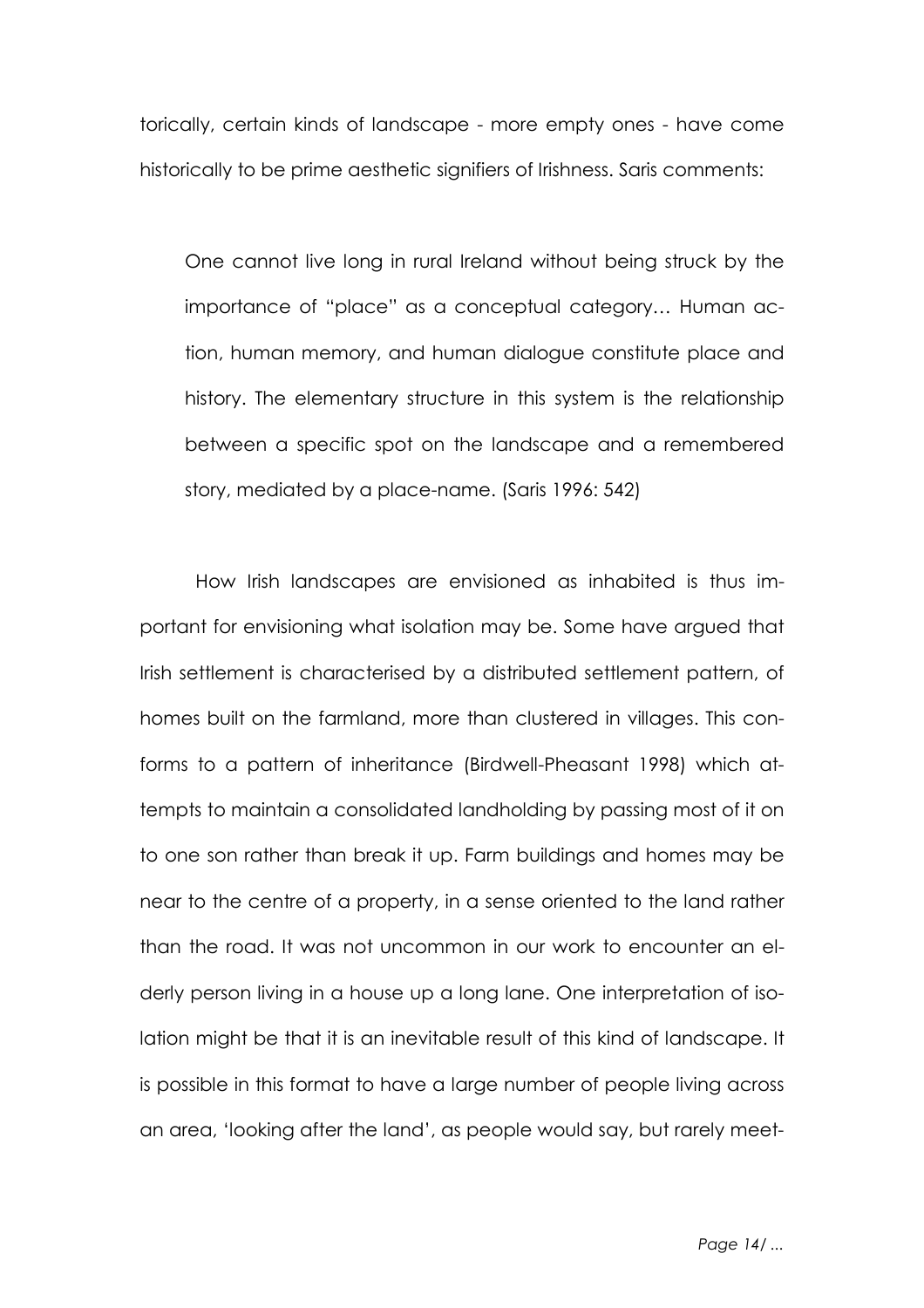torically, certain kinds of landscape - more empty ones - have come historically to be prime aesthetic signifiers of Irishness. Saris comments:

> One cannot live long in rural Ireland without being struck by the importance of "place" as a conceptual category… Human action, human memory, and human dialogue constitute place and history. The elementary structure in this system is the relationship between a specific spot on the landscape and a remembered story, mediated by a place-name. (Saris 1996: 542)

How Irish landscapes are envisioned as inhabited is thus important for envisioning what isolation may be. Some have argued that Irish settlement is characterised by a distributed settlement pattern, of homes built on the farmland, more than clustered in villages. This conforms to a pattern of inheritance (Birdwell-Pheasant 1998) which attempts to maintain a consolidated landholding by passing most of it on to one son rather than break it up. Farm buildings and homes may be near to the centre of a property, in a sense oriented to the land rather than the road. It was not uncommon in our work to encounter an elderly person living in a house up a long lane. One interpretation of isolation might be that it is an inevitable result of this kind of landscape. It is possible in this format to have a large number of people living across an area, 'looking after the land', as people would say, but rarely meet-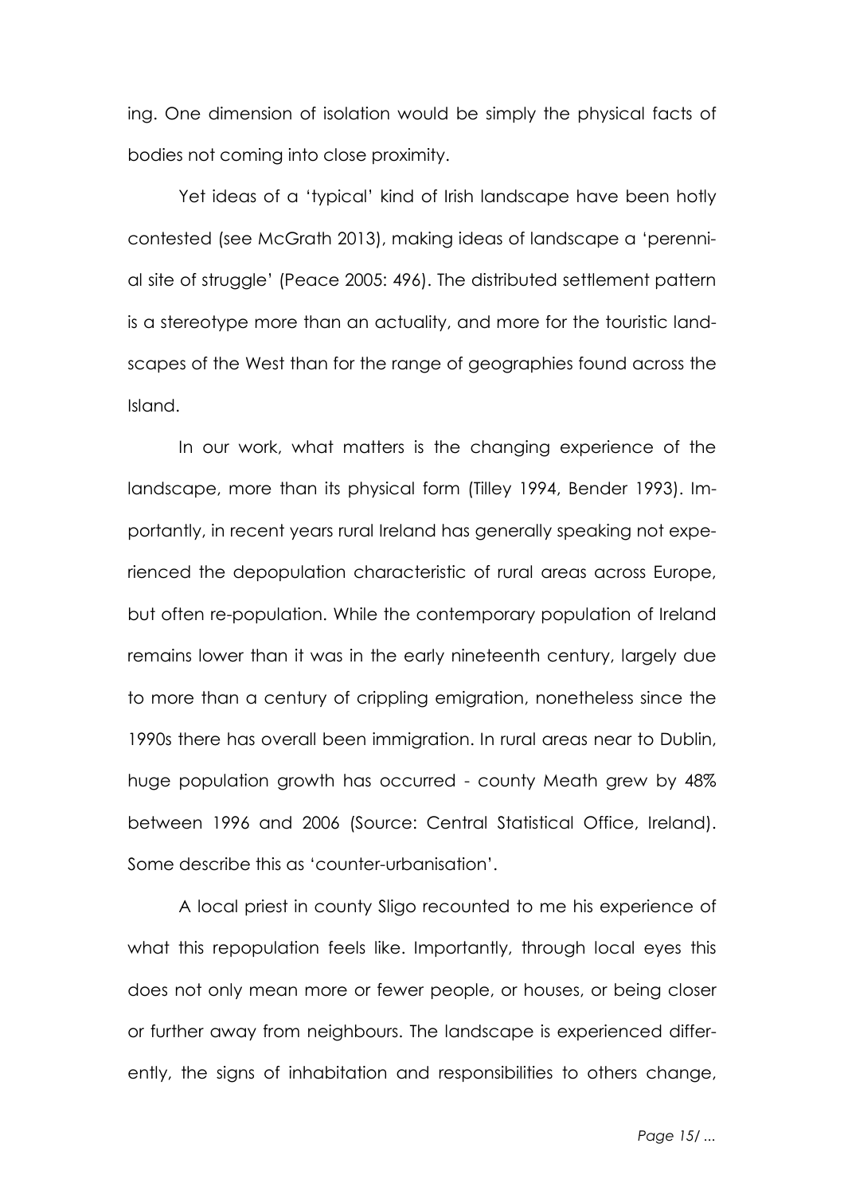ing. One dimension of isolation would be simply the physical facts of bodies not coming into close proximity.

Yet ideas of a 'typical' kind of Irish landscape have been hotly contested (see McGrath 2013), making ideas of landscape a 'perennial site of struggle' (Peace 2005: 496). The distributed settlement pattern is a stereotype more than an actuality, and more for the touristic landscapes of the West than for the range of geographies found across the Island.

In our work, what matters is the changing experience of the landscape, more than its physical form (Tilley 1994, Bender 1993). Importantly, in recent years rural Ireland has generally speaking not experienced the depopulation characteristic of rural areas across Europe, but often re-population. While the contemporary population of Ireland remains lower than it was in the early nineteenth century, largely due to more than a century of crippling emigration, nonetheless since the 1990s there has overall been immigration. In rural areas near to Dublin, huge population growth has occurred - county Meath grew by 48% between 1996 and 2006 (Source: Central Statistical Office, Ireland). Some describe this as 'counter-urbanisation'.

A local priest in county Sligo recounted to me his experience of what this repopulation feels like. Importantly, through local eyes this does not only mean more or fewer people, or houses, or being closer or further away from neighbours. The landscape is experienced differently, the signs of inhabitation and responsibilities to others change,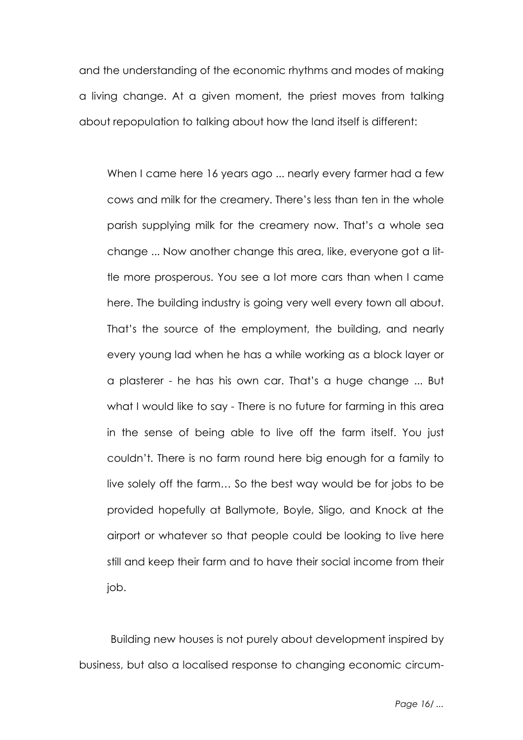and the understanding of the economic rhythms and modes of making a living change. At a given moment, the priest moves from talking about repopulation to talking about how the land itself is different:

> When I came here 16 years ago ... nearly every farmer had a few cows and milk for the creamery. There's less than ten in the whole parish supplying milk for the creamery now. That's a whole sea change ... Now another change this area, like, everyone got a little more prosperous. You see a lot more cars than when I came here. The building industry is going very well every town all about. That's the source of the employment, the building, and nearly every young lad when he has a while working as a block layer or a plasterer - he has his own car. That's a huge change ... But what I would like to say - There is no future for farming in this area in the sense of being able to live off the farm itself. You just couldn't. There is no farm round here big enough for a family to live solely off the farm… So the best way would be for jobs to be provided hopefully at Ballymote, Boyle, Sligo, and Knock at the airport or whatever so that people could be looking to live here still and keep their farm and to have their social income from their job.

Building new houses is not purely about development inspired by business, but also a localised response to changing economic circum-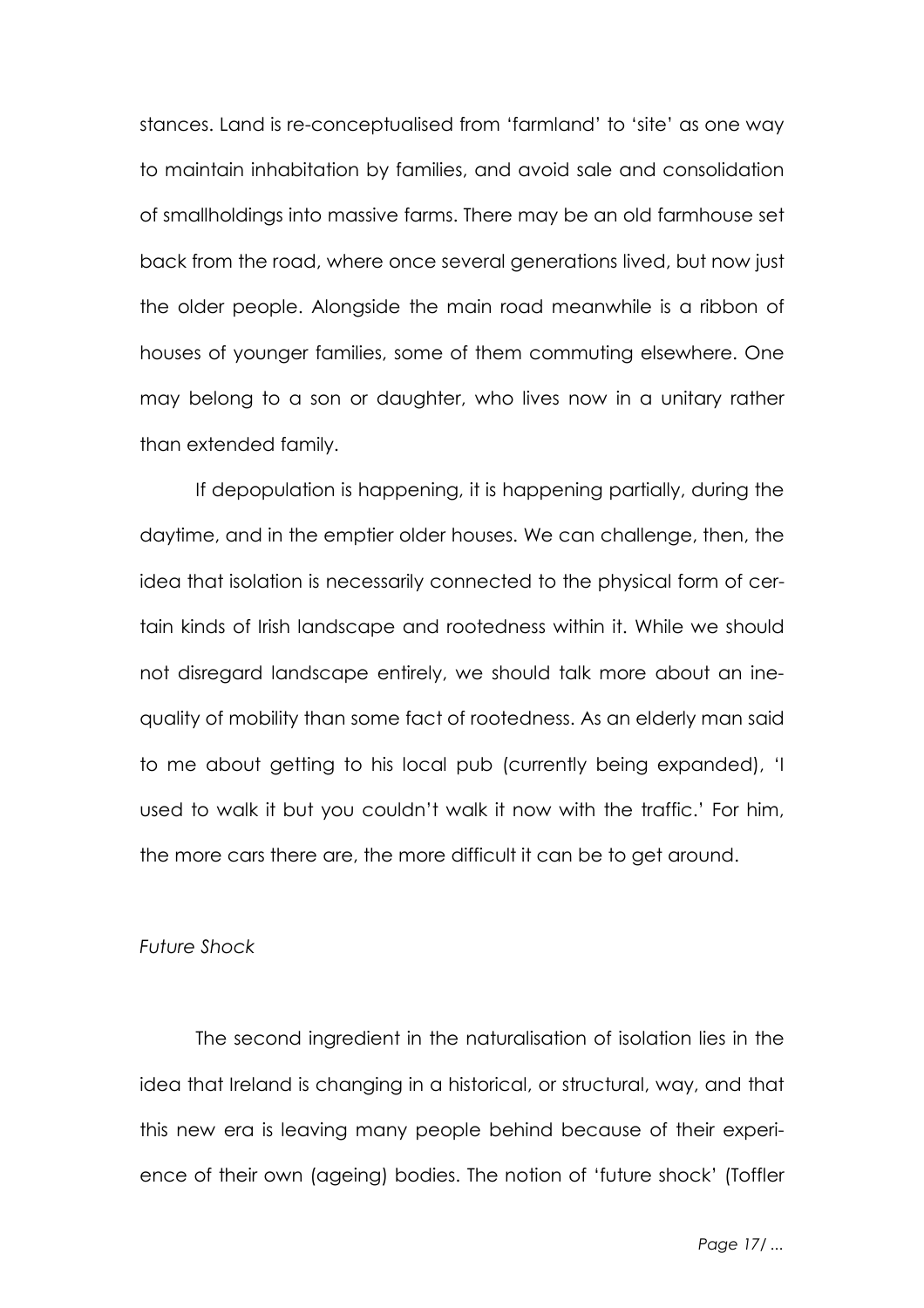stances. Land is re-conceptualised from 'farmland' to 'site' as one way to maintain inhabitation by families, and avoid sale and consolidation of smallholdings into massive farms. There may be an old farmhouse set back from the road, where once several generations lived, but now just the older people. Alongside the main road meanwhile is a ribbon of houses of younger families, some of them commuting elsewhere. One may belong to a son or daughter, who lives now in a unitary rather than extended family.

If depopulation is happening, it is happening partially, during the daytime, and in the emptier older houses. We can challenge, then, the idea that isolation is necessarily connected to the physical form of certain kinds of Irish landscape and rootedness within it. While we should not disregard landscape entirely, we should talk more about an inequality of mobility than some fact of rootedness. As an elderly man said to me about getting to his local pub (currently being expanded), 'I used to walk it but you couldn't walk it now with the traffic.' For him, the more cars there are, the more difficult it can be to get around.

*Future Shock*

The second ingredient in the naturalisation of isolation lies in the idea that Ireland is changing in a historical, or structural, way, and that this new era is leaving many people behind because of their experience of their own (ageing) bodies. The notion of 'future shock' (Toffler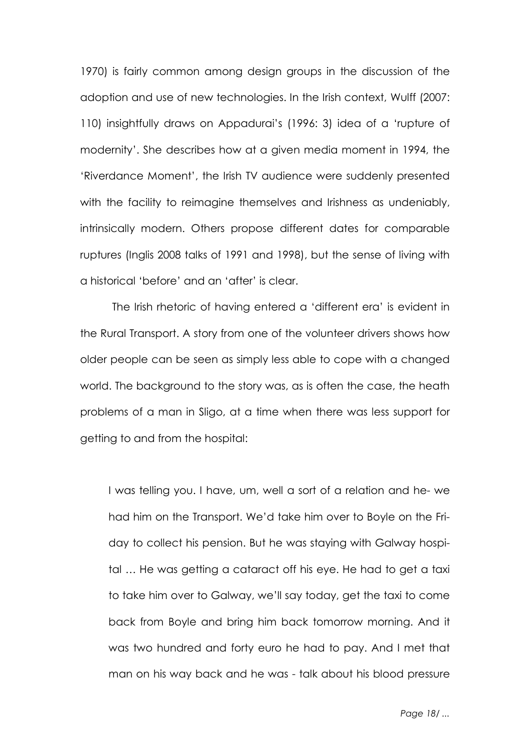1970) is fairly common among design groups in the discussion of the adoption and use of new technologies. In the Irish context, Wulff (2007: 110) insightfully draws on Appadurai's (1996: 3) idea of a 'rupture of modernity'. She describes how at a given media moment in 1994, the 'Riverdance Moment', the Irish TV audience were suddenly presented with the facility to reimagine themselves and Irishness as undeniably, intrinsically modern. Others propose different dates for comparable ruptures (Inglis 2008 talks of 1991 and 1998), but the sense of living with a historical 'before' and an 'after' is clear.

The Irish rhetoric of having entered a 'different era' is evident in the Rural Transport. A story from one of the volunteer drivers shows how older people can be seen as simply less able to cope with a changed world. The background to the story was, as is often the case, the heath problems of a man in Sligo, at a time when there was less support for getting to and from the hospital:

> I was telling you. I have, um, well a sort of a relation and he- we had him on the Transport. We'd take him over to Boyle on the Friday to collect his pension. But he was staying with Galway hospital … He was getting a cataract off his eye. He had to get a taxi to take him over to Galway, we'll say today, get the taxi to come back from Boyle and bring him back tomorrow morning. And it was two hundred and forty euro he had to pay. And I met that man on his way back and he was - talk about his blood pressure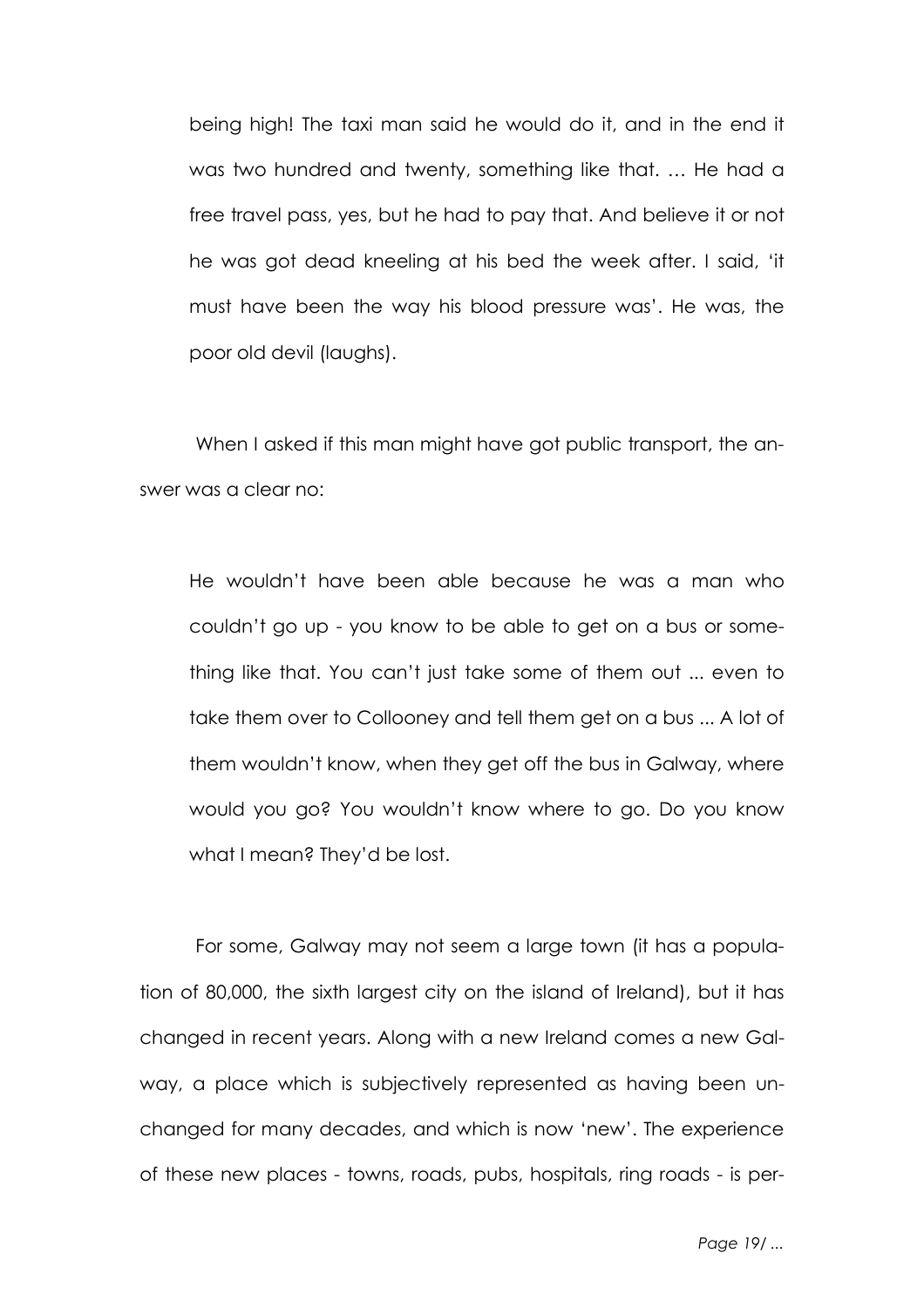> being high! The taxi man said he would do it, and in the end it was two hundred and twenty, something like that. … He had a free travel pass, yes, but he had to pay that. And believe it or not he was got dead kneeling at his bed the week after. I said, 'it must have been the way his blood pressure was'. He was, the poor old devil (laughs).

When I asked if this man might have got public transport, the answer was a clear no:

> He wouldn't have been able because he was a man who couldn't go up - you know to be able to get on a bus or something like that. You can't just take some of them out ... even to take them over to Collooney and tell them get on a bus ... A lot of them wouldn't know, when they get off the bus in Galway, where would you go? You wouldn't know where to go. Do you know what I mean? They'd be lost.

For some, Galway may not seem a large town (it has a population of 80,000, the sixth largest city on the island of Ireland), but it has changed in recent years. Along with a new Ireland comes a new Galway, a place which is subjectively represented as having been unchanged for many decades, and which is now 'new'. The experience of these new places - towns, roads, pubs, hospitals, ring roads - is per-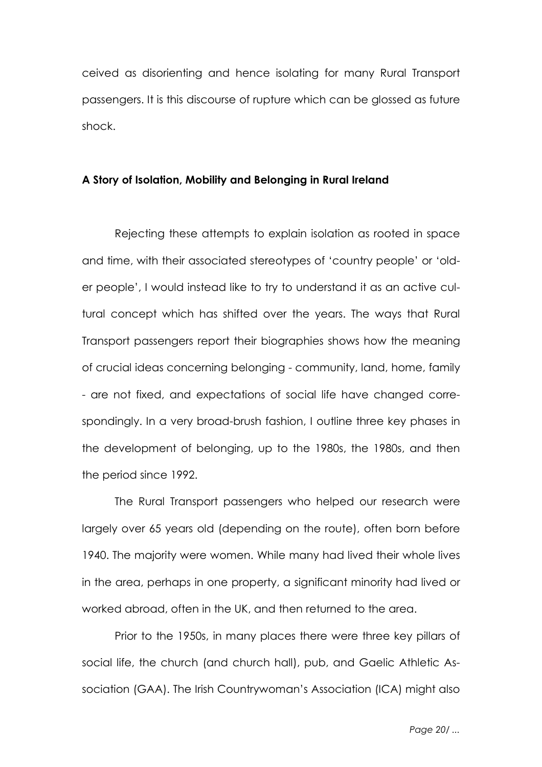ceived as disorienting and hence isolating for many Rural Transport passengers. It is this discourse of rupture which can be glossed as future shock.

**A Story of Isolation, Mobility and Belonging in Rural Ireland**

Rejecting these attempts to explain isolation as rooted in space and time, with their associated stereotypes of 'country people' or 'older people', I would instead like to try to understand it as an active cultural concept which has shifted over the years. The ways that Rural Transport passengers report their biographies shows how the meaning of crucial ideas concerning belonging - community, land, home, family - are not fixed, and expectations of social life have changed correspondingly. In a very broad-brush fashion, I outline three key phases in the development of belonging, up to the 1980s, the 1980s, and then the period since 1992.

The Rural Transport passengers who helped our research were largely over 65 years old (depending on the route), often born before 1940. The majority were women. While many had lived their whole lives in the area, perhaps in one property, a significant minority had lived or worked abroad, often in the UK, and then returned to the area.

Prior to the 1950s, in many places there were three key pillars of social life, the church (and church hall), pub, and Gaelic Athletic Association (GAA). The Irish Countrywoman's Association (ICA) might also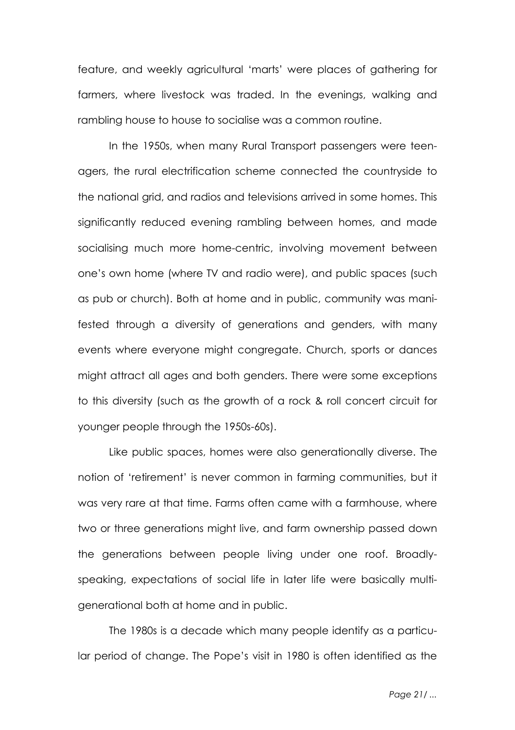feature, and weekly agricultural 'marts' were places of gathering for farmers, where livestock was traded. In the evenings, walking and rambling house to house to socialise was a common routine.

In the 1950s, when many Rural Transport passengers were teenagers, the rural electrification scheme connected the countryside to the national grid, and radios and televisions arrived in some homes. This significantly reduced evening rambling between homes, and made socialising much more home-centric, involving movement between one's own home (where TV and radio were), and public spaces (such as pub or church). Both at home and in public, community was manifested through a diversity of generations and genders, with many events where everyone might congregate. Church, sports or dances might attract all ages and both genders. There were some exceptions to this diversity (such as the growth of a rock & roll concert circuit for younger people through the 1950s-60s).

Like public spaces, homes were also generationally diverse. The notion of 'retirement' is never common in farming communities, but it was very rare at that time. Farms often came with a farmhouse, where two or three generations might live, and farm ownership passed down the generations between people living under one roof. Broadly-speaking, expectations of social life in later life were basically multi-generational both at home and in public.

The 1980s is a decade which many people identify as a particular period of change. The Pope's visit in 1980 is often identified as the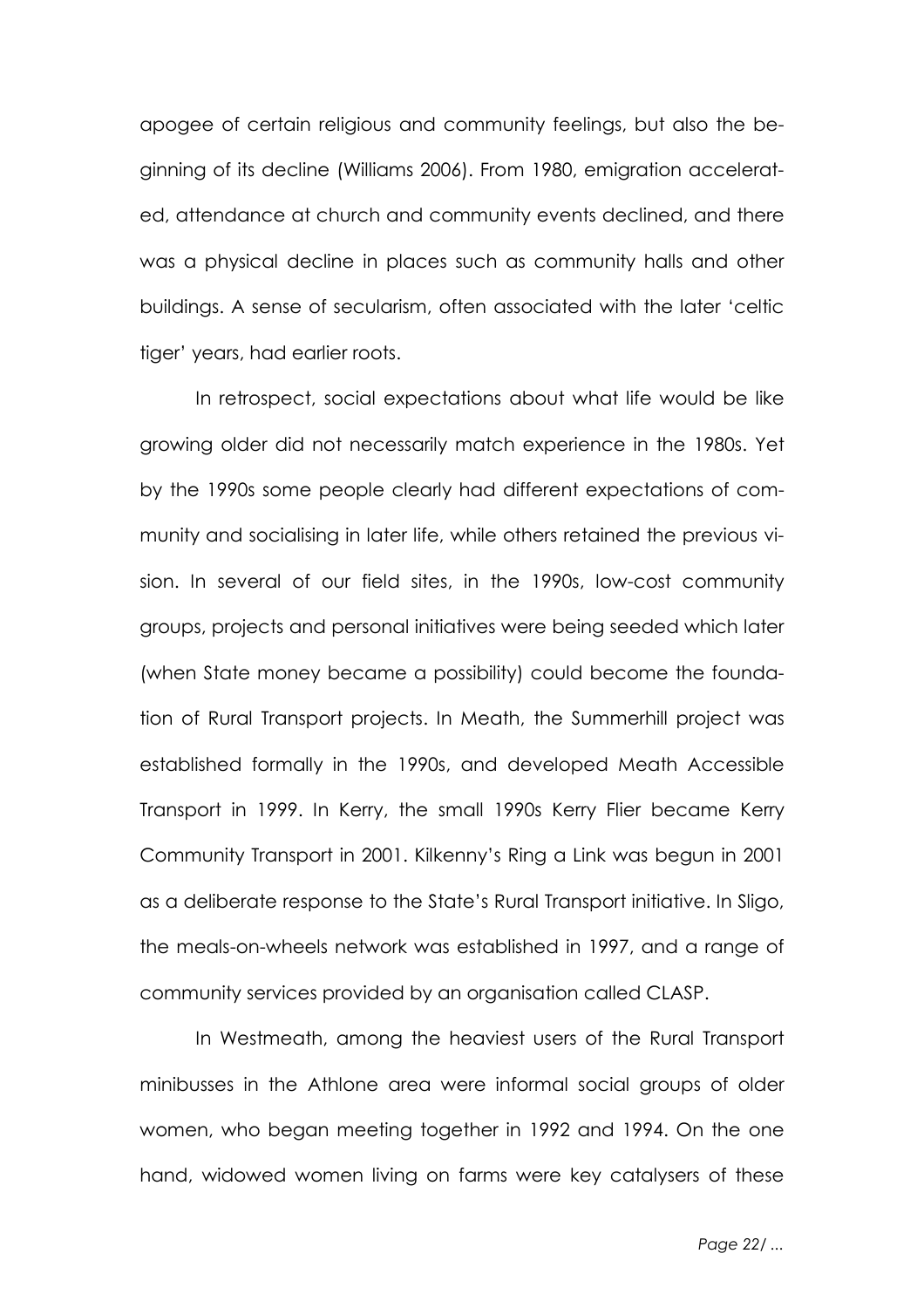apogee of certain religious and community feelings, but also the beginning of its decline (Williams 2006). From 1980, emigration accelerated, attendance at church and community events declined, and there was a physical decline in places such as community halls and other buildings. A sense of secularism, often associated with the later 'celtic tiger' years, had earlier roots.

In retrospect, social expectations about what life would be like growing older did not necessarily match experience in the 1980s. Yet by the 1990s some people clearly had different expectations of community and socialising in later life, while others retained the previous vision. In several of our field sites, in the 1990s, low-cost community groups, projects and personal initiatives were being seeded which later (when State money became a possibility) could become the foundation of Rural Transport projects. In Meath, the Summerhill project was established formally in the 1990s, and developed Meath Accessible Transport in 1999. In Kerry, the small 1990s Kerry Flier became Kerry Community Transport in 2001. Kilkenny's Ring a Link was begun in 2001 as a deliberate response to the State's Rural Transport initiative. In Sligo, the meals-on-wheels network was established in 1997, and a range of community services provided by an organisation called CLASP.

In Westmeath, among the heaviest users of the Rural Transport minibusses in the Athlone area were informal social groups of older women, who began meeting together in 1992 and 1994. On the one hand, widowed women living on farms were key catalysers of these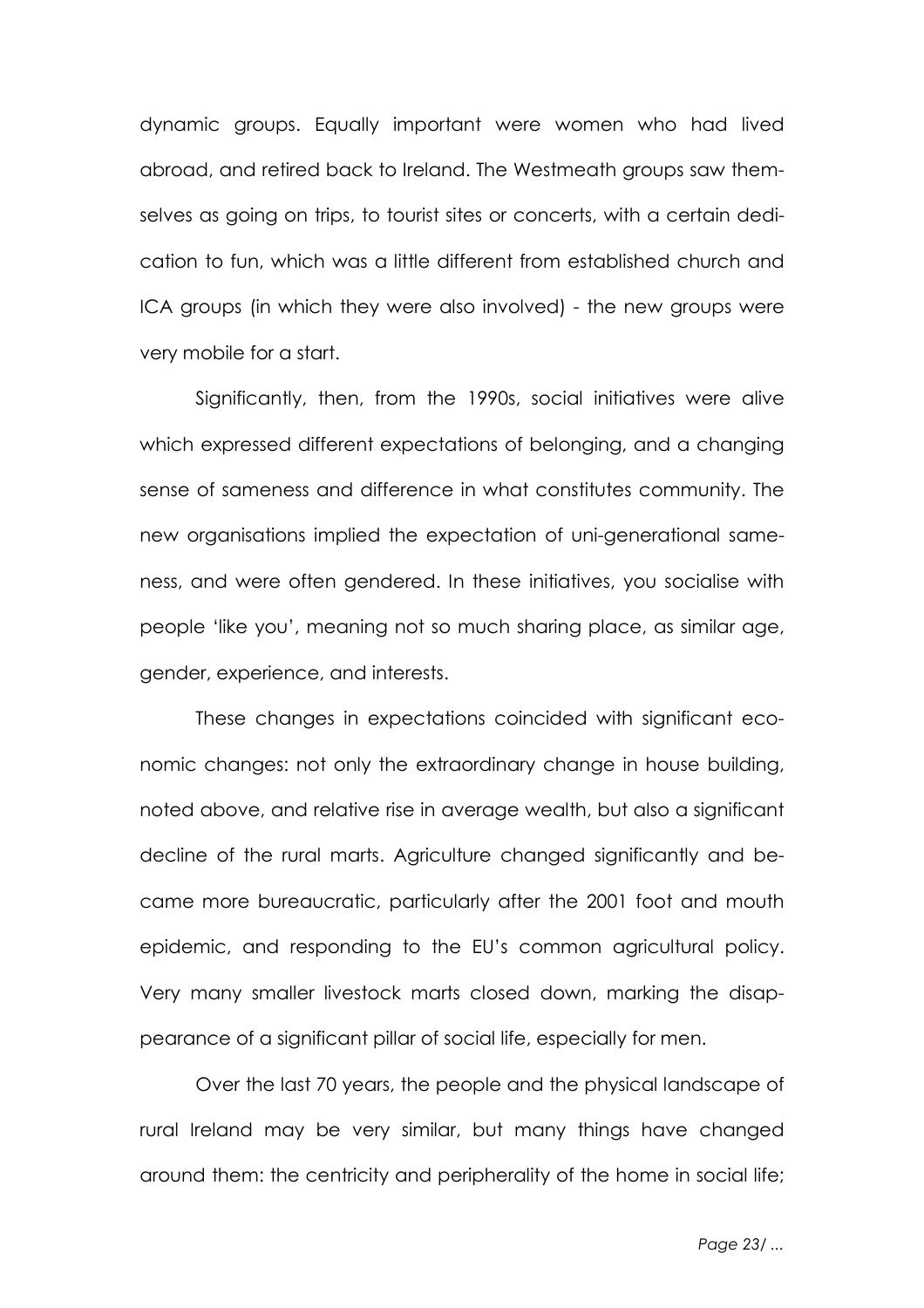dynamic groups. Equally important were women who had lived abroad, and retired back to Ireland. The Westmeath groups saw themselves as going on trips, to tourist sites or concerts, with a certain dedication to fun, which was a little different from established church and ICA groups (in which they were also involved) - the new groups were very mobile for a start.

Significantly, then, from the 1990s, social initiatives were alive which expressed different expectations of belonging, and a changing sense of sameness and difference in what constitutes community. The new organisations implied the expectation of uni-generational sameness, and were often gendered. In these initiatives, you socialise with people 'like you', meaning not so much sharing place, as similar age, gender, experience, and interests.

These changes in expectations coincided with significant economic changes: not only the extraordinary change in house building, noted above, and relative rise in average wealth, but also a significant decline of the rural marts. Agriculture changed significantly and became more bureaucratic, particularly after the 2001 foot and mouth epidemic, and responding to the EU's common agricultural policy. Very many smaller livestock marts closed down, marking the disappearance of a significant pillar of social life, especially for men.

Over the last 70 years, the people and the physical landscape of rural Ireland may be very similar, but many things have changed around them: the centricity and peripherality of the home in social life;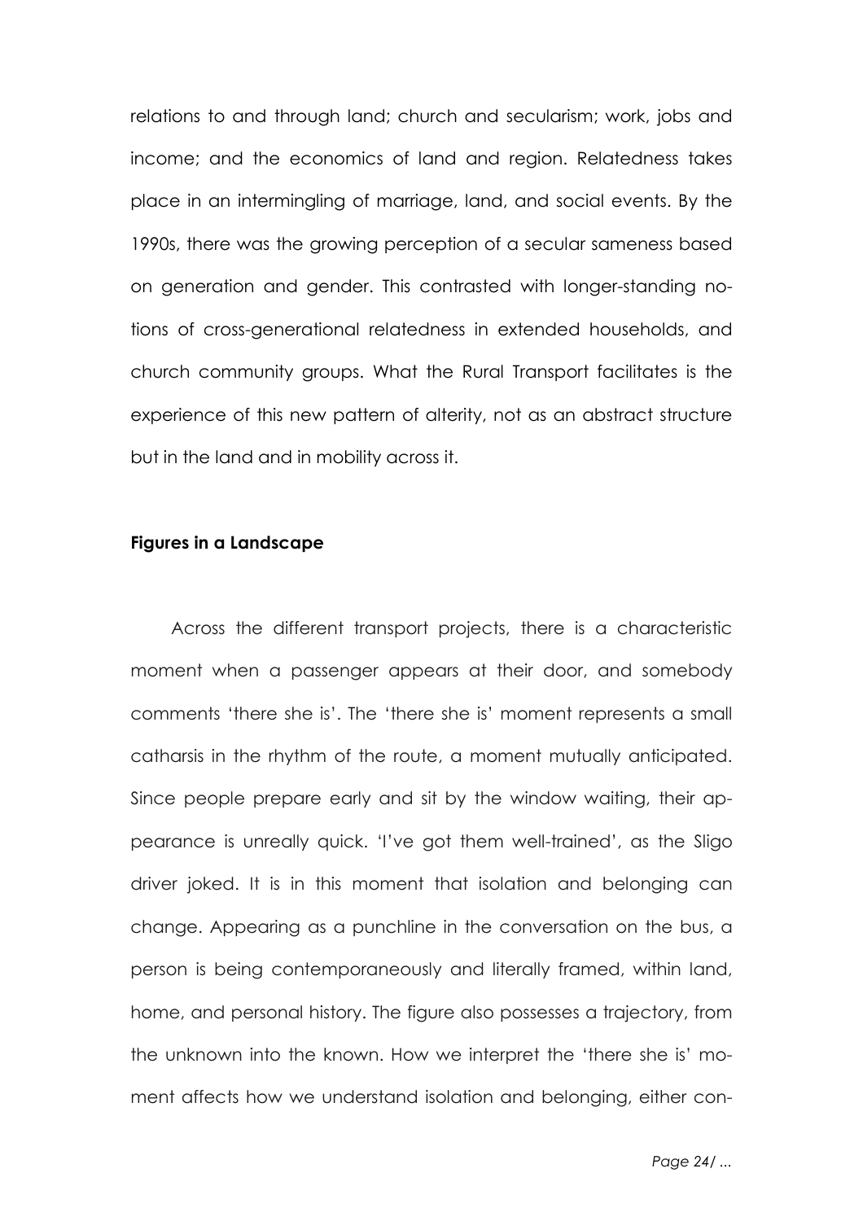relations to and through land; church and secularism; work, jobs and income; and the economics of land and region. Relatedness takes place in an intermingling of marriage, land, and social events. By the 1990s, there was the growing perception of a secular sameness based on generation and gender. This contrasted with longer-standing notions of cross-generational relatedness in extended households, and church community groups. What the Rural Transport facilitates is the experience of this new pattern of alterity, not as an abstract structure but in the land and in mobility across it.

**Figures in a Landscape**

Across the different transport projects, there is a characteristic moment when a passenger appears at their door, and somebody comments 'there she is'. The 'there she is' moment represents a small catharsis in the rhythm of the route, a moment mutually anticipated. Since people prepare early and sit by the window waiting, their appearance is unreally quick. 'I've got them well-trained', as the Sligo driver joked. It is in this moment that isolation and belonging can change. Appearing as a punchline in the conversation on the bus, a person is being contemporaneously and literally framed, within land, home, and personal history. The figure also possesses a trajectory, from the unknown into the known. How we interpret the 'there she is' moment affects how we understand isolation and belonging, either con-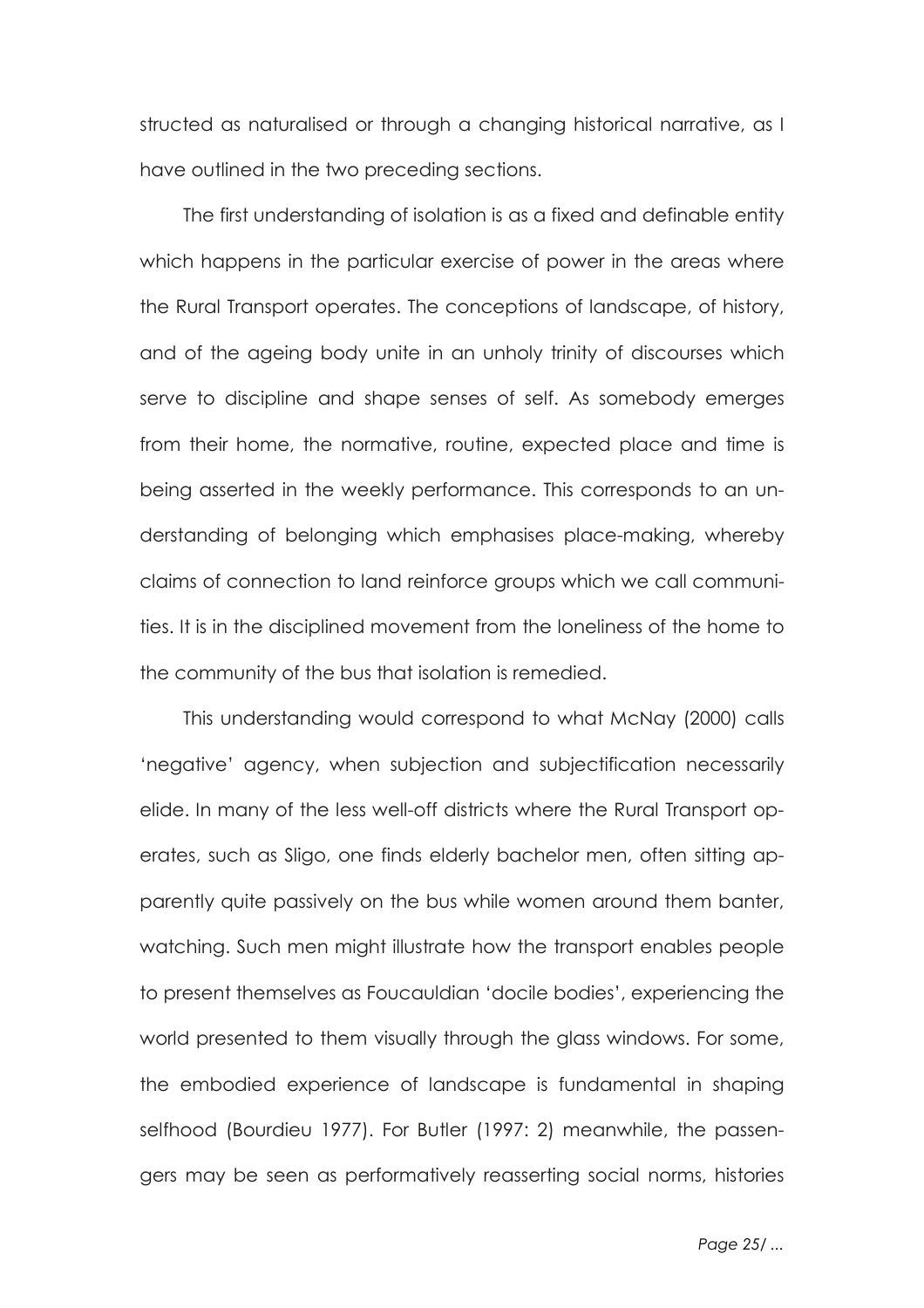structed as naturalised or through a changing historical narrative, as I have outlined in the two preceding sections.

The first understanding of isolation is as a fixed and definable entity which happens in the particular exercise of power in the areas where the Rural Transport operates. The conceptions of landscape, of history, and of the ageing body unite in an unholy trinity of discourses which serve to discipline and shape senses of self. As somebody emerges from their home, the normative, routine, expected place and time is being asserted in the weekly performance. This corresponds to an understanding of belonging which emphasises place-making, whereby claims of connection to land reinforce groups which we call communities. It is in the disciplined movement from the loneliness of the home to the community of the bus that isolation is remedied.

This understanding would correspond to what McNay (2000) calls 'negative' agency, when subjection and subjectification necessarily elide. In many of the less well-off districts where the Rural Transport operates, such as Sligo, one finds elderly bachelor men, often sitting apparently quite passively on the bus while women around them banter, watching. Such men might illustrate how the transport enables people to present themselves as Foucauldian 'docile bodies', experiencing the world presented to them visually through the glass windows. For some, the embodied experience of landscape is fundamental in shaping selfhood (Bourdieu 1977). For Butler (1997: 2) meanwhile, the passengers may be seen as performatively reasserting social norms, histories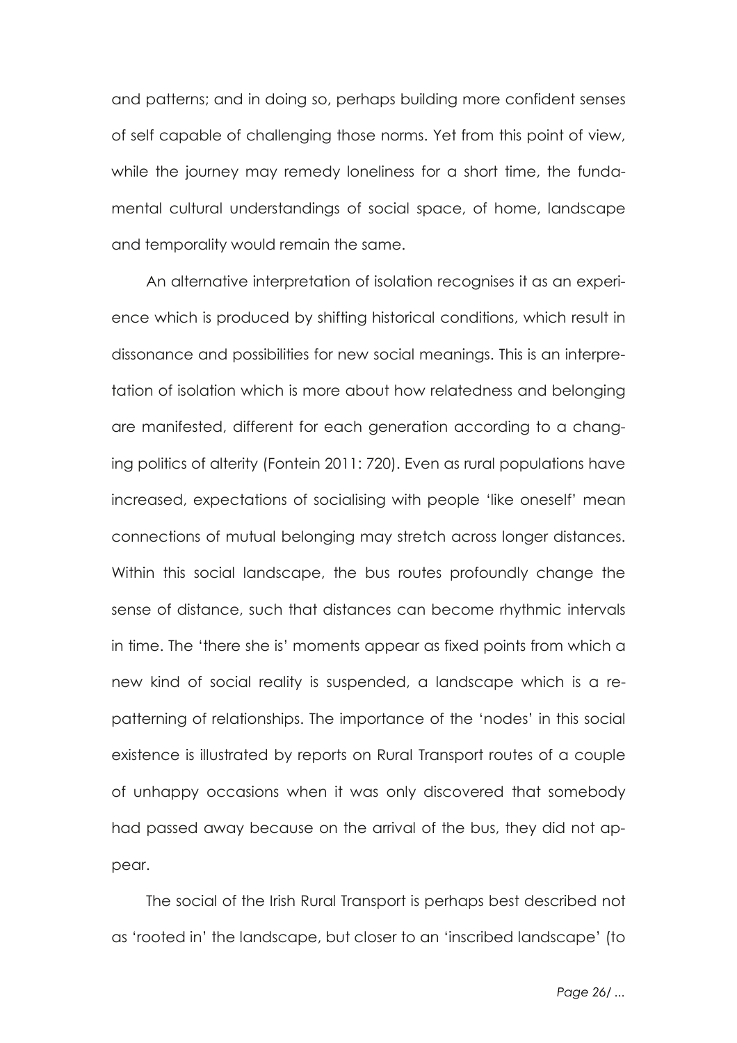and patterns; and in doing so, perhaps building more confident senses of self capable of challenging those norms. Yet from this point of view, while the journey may remedy loneliness for a short time, the fundamental cultural understandings of social space, of home, landscape and temporality would remain the same.

An alternative interpretation of isolation recognises it as an experience which is produced by shifting historical conditions, which result in dissonance and possibilities for new social meanings. This is an interpretation of isolation which is more about how relatedness and belonging are manifested, different for each generation according to a changing politics of alterity (Fontein 2011: 720). Even as rural populations have increased, expectations of socialising with people 'like oneself' mean connections of mutual belonging may stretch across longer distances. Within this social landscape, the bus routes profoundly change the sense of distance, such that distances can become rhythmic intervals in time. The 'there she is' moments appear as fixed points from which a new kind of social reality is suspended, a landscape which is a re-patterning of relationships. The importance of the 'nodes' in this social existence is illustrated by reports on Rural Transport routes of a couple of unhappy occasions when it was only discovered that somebody had passed away because on the arrival of the bus, they did not appear.

The social of the Irish Rural Transport is perhaps best described not as 'rooted in' the landscape, but closer to an 'inscribed landscape' (to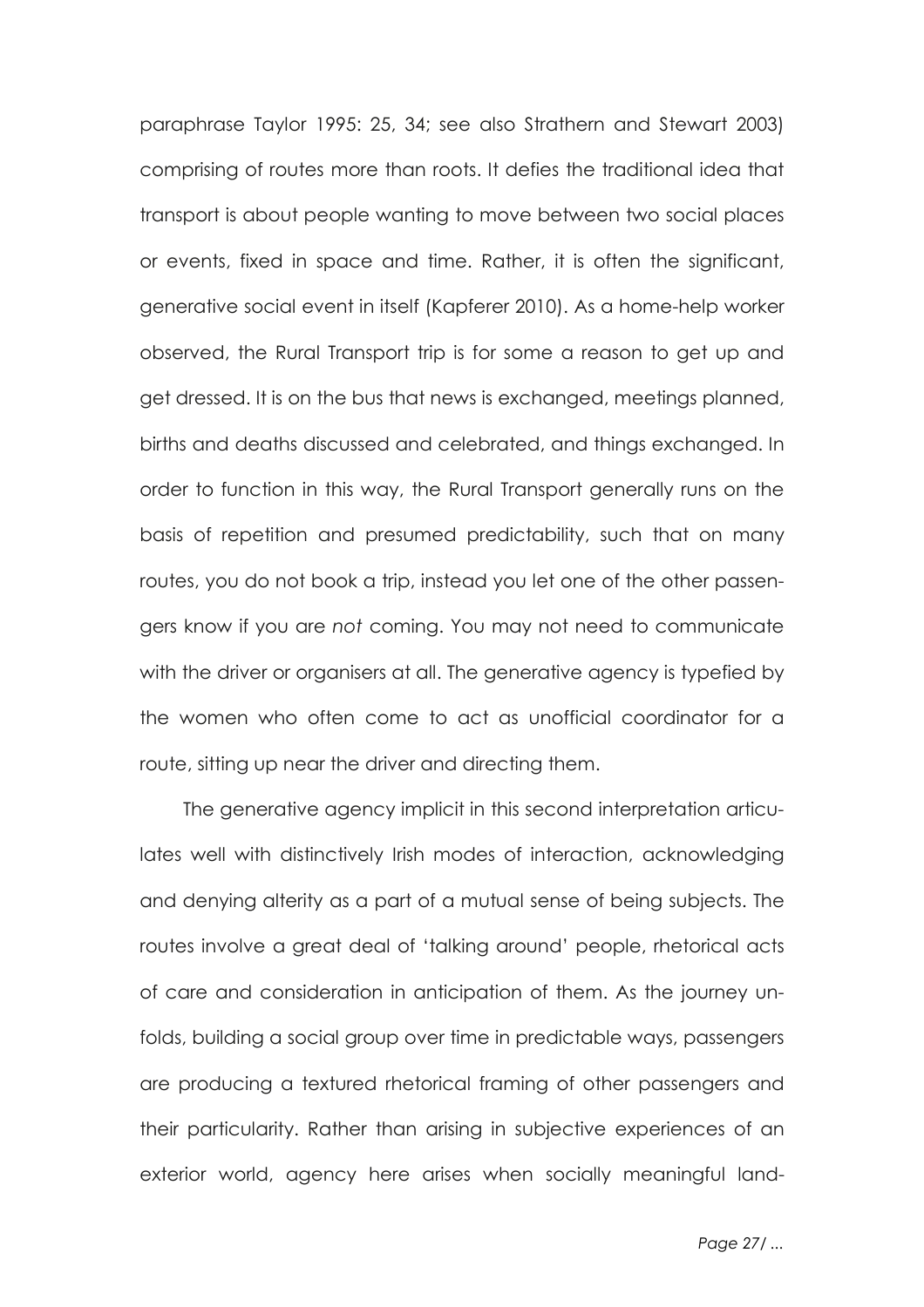paraphrase Taylor 1995: 25, 34; see also Strathern and Stewart 2003) comprising of routes more than roots. It defies the traditional idea that transport is about people wanting to move between two social places or events, fixed in space and time. Rather, it is often the significant, generative social event in itself (Kapferer 2010). As a home-help worker observed, the Rural Transport trip is for some a reason to get up and get dressed. It is on the bus that news is exchanged, meetings planned, births and deaths discussed and celebrated, and things exchanged. In order to function in this way, the Rural Transport generally runs on the basis of repetition and presumed predictability, such that on many routes, you do not book a trip, instead you let one of the other passengers know if you are *not* coming. You may not need to communicate with the driver or organisers at all. The generative agency is typefied by the women who often come to act as unofficial coordinator for a route, sitting up near the driver and directing them.

The generative agency implicit in this second interpretation articulates well with distinctively Irish modes of interaction, acknowledging and denying alterity as a part of a mutual sense of being subjects. The routes involve a great deal of 'talking around' people, rhetorical acts of care and consideration in anticipation of them. As the journey unfolds, building a social group over time in predictable ways, passengers are producing a textured rhetorical framing of other passengers and their particularity. Rather than arising in subjective experiences of an exterior world, agency here arises when socially meaningful land-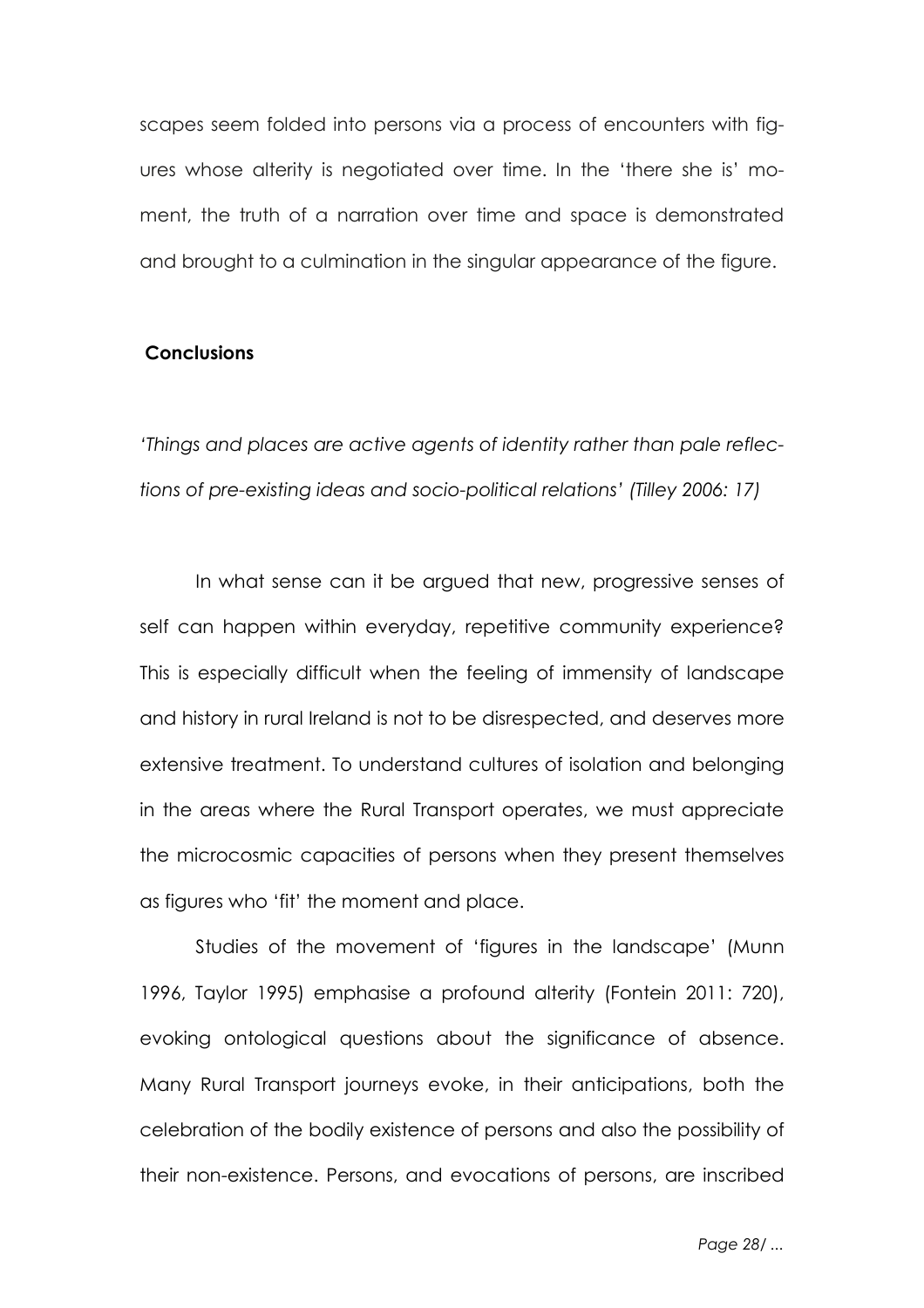scapes seem folded into persons via a process of encounters with figures whose alterity is negotiated over time. In the 'there she is' moment, the truth of a narration over time and space is demonstrated and brought to a culmination in the singular appearance of the figure.

## Conclusions

*'Things and places are active agents of identity rather than pale reflections of pre-existing ideas and socio-political relations' (Tilley 2006: 17)*

In what sense can it be argued that new, progressive senses of self can happen within everyday, repetitive community experience? This is especially difficult when the feeling of immensity of landscape and history in rural Ireland is not to be disrespected, and deserves more extensive treatment. To understand cultures of isolation and belonging in the areas where the Rural Transport operates, we must appreciate the microcosmic capacities of persons when they present themselves as figures who 'fit' the moment and place.

Studies of the movement of 'figures in the landscape' (Munn 1996, Taylor 1995) emphasise a profound alterity (Fontein 2011: 720), evoking ontological questions about the significance of absence. Many Rural Transport journeys evoke, in their anticipations, both the celebration of the bodily existence of persons and also the possibility of their non-existence. Persons, and evocations of persons, are inscribed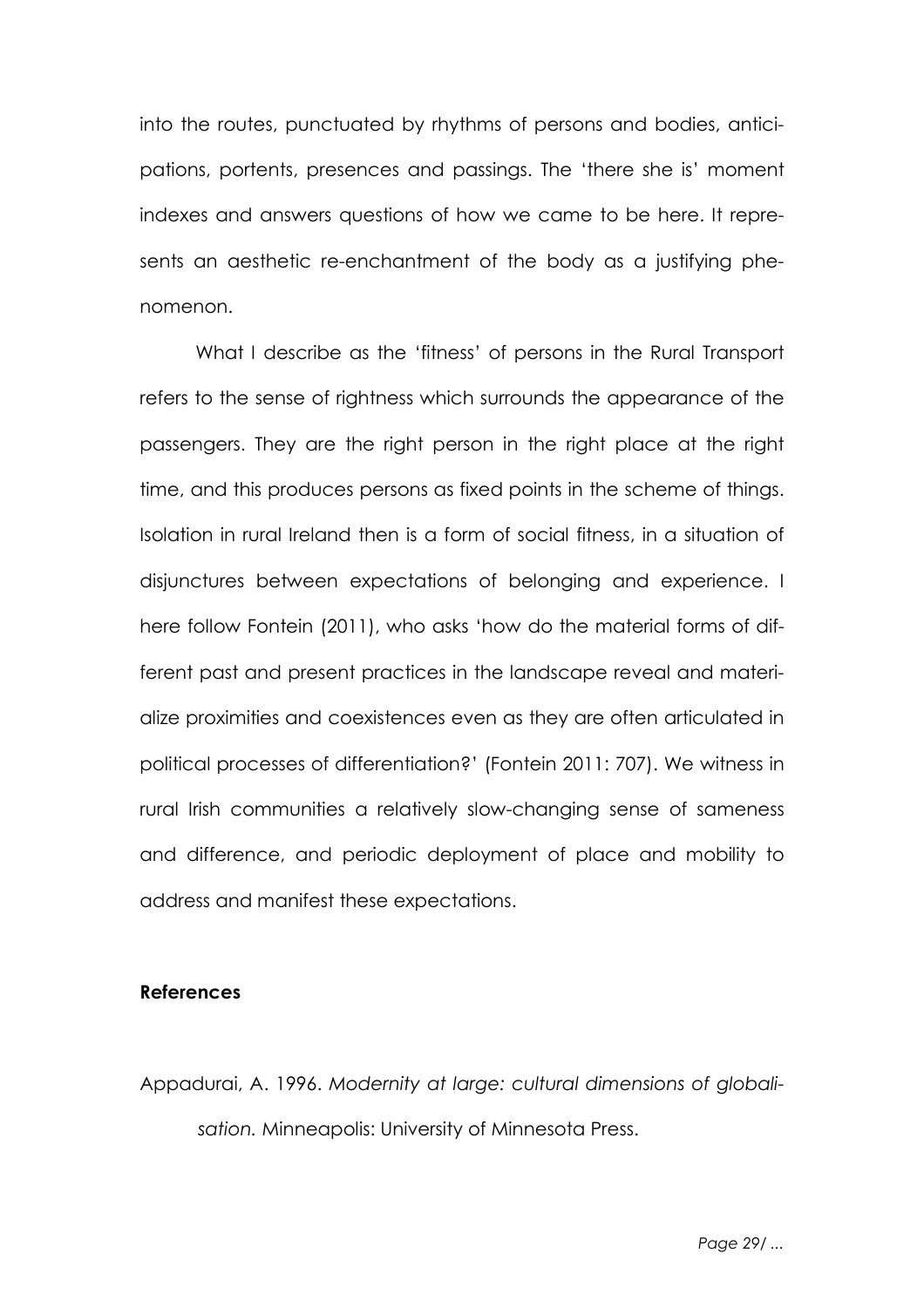into the routes, punctuated by rhythms of persons and bodies, anticipations, portents, presences and passings. The 'there she is' moment indexes and answers questions of how we came to be here. It represents an aesthetic re-enchantment of the body as a justifying phenomenon.

What I describe as the 'fitness' of persons in the Rural Transport refers to the sense of rightness which surrounds the appearance of the passengers. They are the right person in the right place at the right time, and this produces persons as fixed points in the scheme of things. Isolation in rural Ireland then is a form of social fitness, in a situation of disjunctures between expectations of belonging and experience. I here follow Fontein (2011), who asks 'how do the material forms of different past and present practices in the landscape reveal and materialize proximities and coexistences even as they are often articulated in political processes of differentiation?' (Fontein 2011: 707). We witness in rural Irish communities a relatively slow-changing sense of sameness and difference, and periodic deployment of place and mobility to address and manifest these expectations.

**References**

Appadurai, A. 1996. *Modernity at large: cultural dimensions of globalisation.* Minneapolis: University of Minnesota Press.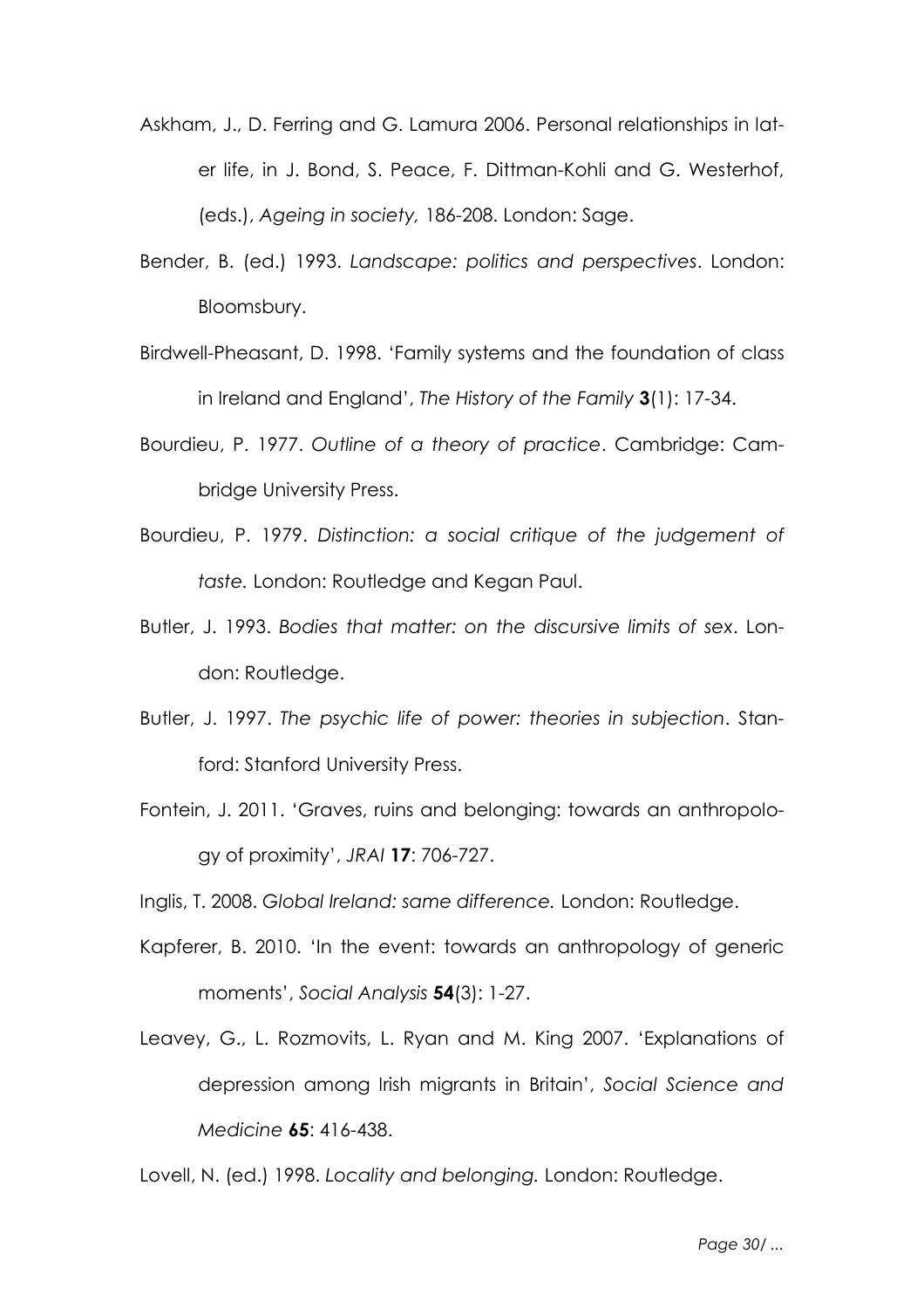Askham, J., D. Ferring and G. Lamura 2006. Personal relationships in later life, in J. Bond, S. Peace, F. Dittman-Kohli and G. Westerhof, (eds.), *Ageing in society,* 186-208. London: Sage.

Bender, B. (ed.) 1993. *Landscape: politics and perspectives*. London: Bloomsbury.

Birdwell-Pheasant, D. 1998. 'Family systems and the foundation of class in Ireland and England', *The History of the Family* **3**(1): 17-34.

Bourdieu, P. 1977. *Outline of a theory of practice*. Cambridge: Cambridge University Press.

Bourdieu, P. 1979. *Distinction: a social critique of the judgement of taste.* London: Routledge and Kegan Paul.

Butler, J. 1993. *Bodies that matter: on the discursive limits of sex*. London: Routledge.

Butler, J. 1997. *The psychic life of power: theories in subjection*. Stanford: Stanford University Press.

Fontein, J. 2011. 'Graves, ruins and belonging: towards an anthropology of proximity', *JRAI* **17**: 706-727.

Inglis, T. 2008. *Global Ireland: same difference.* London: Routledge.

Kapferer, B. 2010. 'In the event: towards an anthropology of generic moments', *Social Analysis* **54**(3): 1-27.

Leavey, G., L. Rozmovits, L. Ryan and M. King 2007. 'Explanations of depression among Irish migrants in Britain', *Social Science and Medicine* **65**: 416-438.

Lovell, N. (ed.) 1998. *Locality and belonging.* London: Routledge.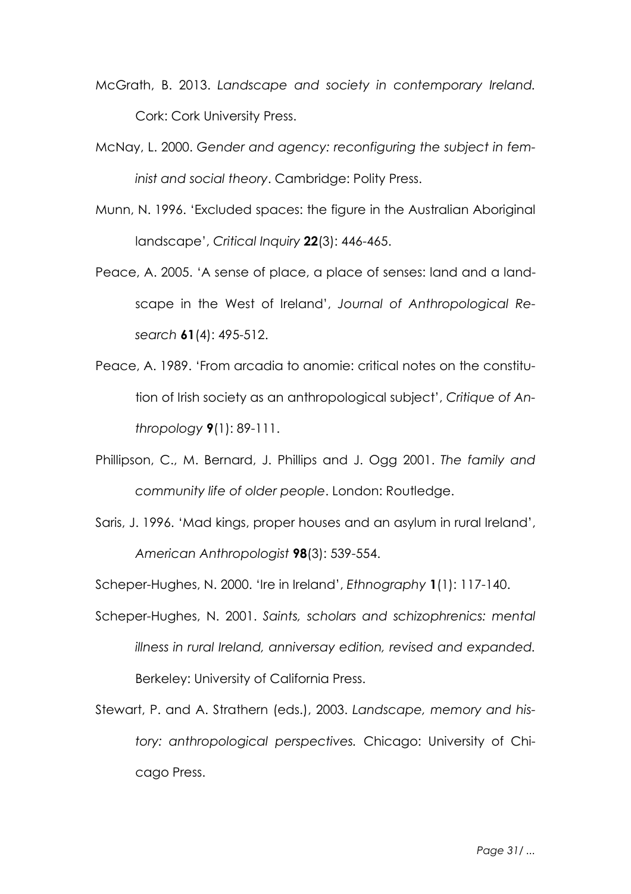McGrath, B. 2013. *Landscape and society in contemporary Ireland.* Cork: Cork University Press.

McNay, L. 2000. *Gender and agency: reconfiguring the subject in feminist and social theory*. Cambridge: Polity Press.

Munn, N. 1996. 'Excluded spaces: the figure in the Australian Aboriginal landscape', *Critical Inquiry* **22**(3): 446-465.

Peace, A. 2005. 'A sense of place, a place of senses: land and a landscape in the West of Ireland', *Journal of Anthropological Research* **61**(4): 495-512.

Peace, A. 1989. 'From arcadia to anomie: critical notes on the constitution of Irish society as an anthropological subject', *Critique of Anthropology* **9**(1): 89-111.

Phillipson, C., M. Bernard, J. Phillips and J. Ogg 2001. *The family and community life of older people*. London: Routledge.

Saris, J. 1996. 'Mad kings, proper houses and an asylum in rural Ireland', *American Anthropologist* **98**(3): 539-554.

Scheper-Hughes, N. 2000. 'Ire in Ireland', *Ethnography* **1**(1): 117-140.

Scheper-Hughes, N. 2001. *Saints, scholars and schizophrenics: mental illness in rural Ireland, anniversay edition, revised and expanded.* Berkeley: University of California Press.

Stewart, P. and A. Strathern (eds.), 2003. *Landscape, memory and history: anthropological perspectives.* Chicago: University of Chicago Press.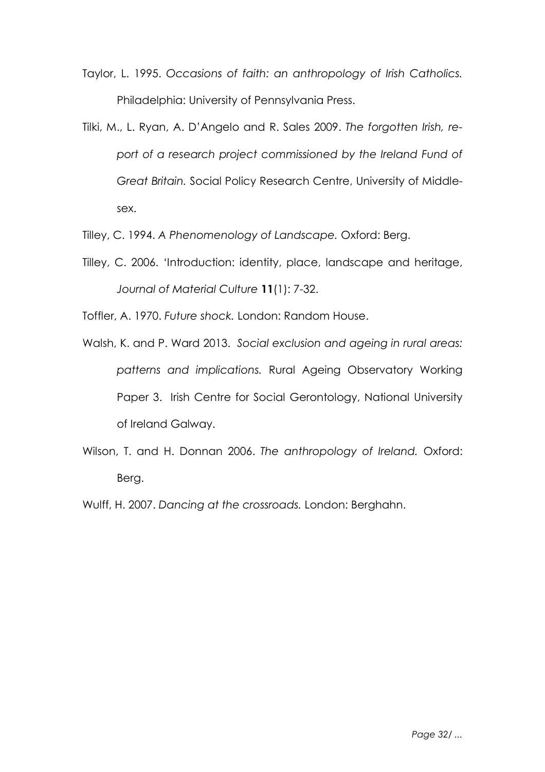Taylor, L. 1995. *Occasions of faith: an anthropology of Irish Catholics.* Philadelphia: University of Pennsylvania Press.

Tilki, M., L. Ryan, A. D'Angelo and R. Sales 2009. *The forgotten Irish, report of a research project commissioned by the Ireland Fund of Great Britain.* Social Policy Research Centre, University of Middlesex.

Tilley, C. 1994. *A Phenomenology of Landscape.* Oxford: Berg.

Tilley, C. 2006. 'Introduction: identity, place, landscape and heritage, *Journal of Material Culture* **11**(1): 7-32.

Toffler, A. 1970. *Future shock.* London: Random House.

Walsh, K. and P. Ward 2013. *Social exclusion and ageing in rural areas: patterns and implications.* Rural Ageing Observatory Working Paper 3. Irish Centre for Social Gerontology, National University of Ireland Galway.

Wilson, T. and H. Donnan 2006. *The anthropology of Ireland.* Oxford: Berg.

Wulff, H. 2007. *Dancing at the crossroads.* London: Berghahn.